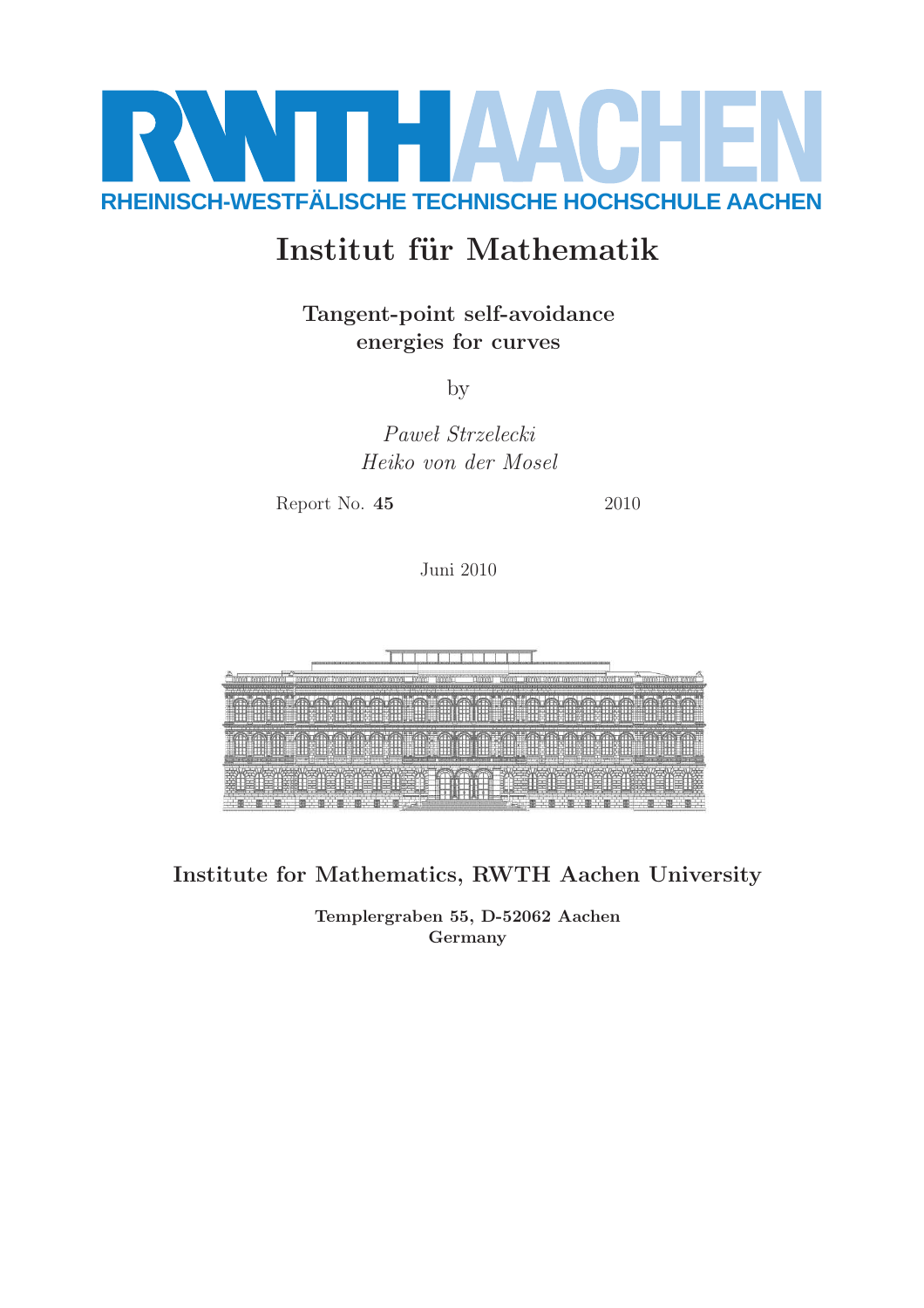RWTH AACHEN

RHEINISCH-WESTFÄLISCHE TECHNISCHE HOCHSCHULE AACHEN

# Institut für Mathematik

## Tangent-point self-avoidance energies for curves

by

*Paweł Strzelecki*
*Heiko von der Mosel*

Report No. **45** 2010

Juni 2010

**Institute for Mathematics, RWTH Aachen University**

**Templergraben 55, D-52062 Aachen**
**Germany**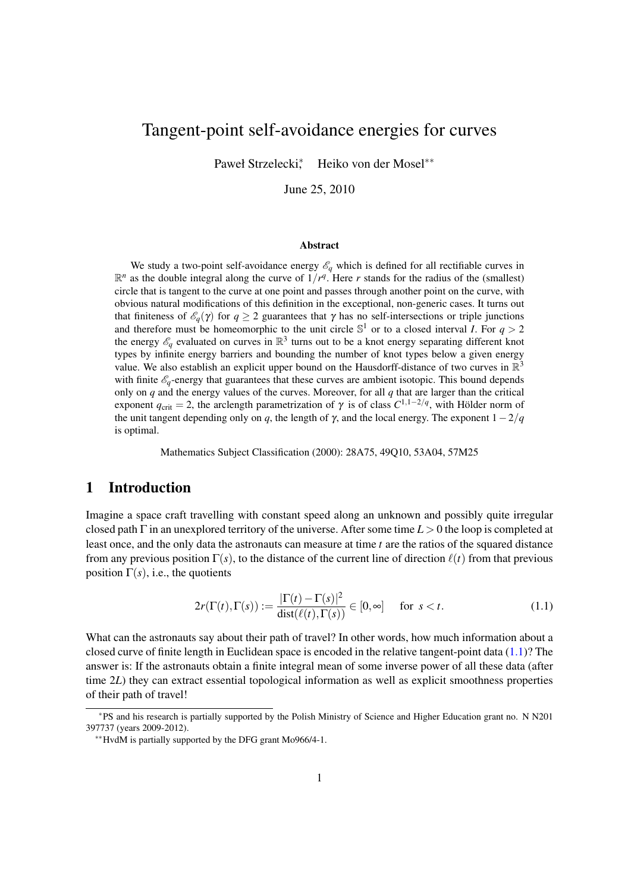# Tangent-point self-avoidance energies for curves

Paweł Strzelecki,* Heiko von der Mosel**

June 25, 2010

### Abstract

We study a two-point self-avoidance energy $\mathscr{E}_q$ which is defined for all rectifiable curves in $\mathbb{R}^n$ as the double integral along the curve of $1/r^q$. Here $r$ stands for the radius of the (smallest) circle that is tangent to the curve at one point and passes through another point on the curve, with obvious natural modifications of this definition in the exceptional, non-generic cases. It turns out that finiteness of $\mathscr{E}_q(\gamma)$ for $q \geq 2$ guarantees that $\gamma$ has no self-intersections or triple junctions and therefore must be homeomorphic to the unit circle $\mathbb{S}^1$ or to a closed interval $I$. For $q > 2$ the energy $\mathscr{E}_q$ evaluated on curves in $\mathbb{R}^3$ turns out to be a knot energy separating different knot types by infinite energy barriers and bounding the number of knot types below a given energy value. We also establish an explicit upper bound on the Hausdorff-distance of two curves in $\mathbb{R}^3$ with finite $\mathscr{E}_q$-energy that guarantees that these curves are ambient isotopic. This bound depends only on $q$ and the energy values of the curves. Moreover, for all $q$ that are larger than the critical exponent $q_{\text{crit}} = 2$, the arclength parametrization of $\gamma$ is of class $C^{1,1-2/q}$, with Hölder norm of the unit tangent depending only on $q$, the length of $\gamma$, and the local energy. The exponent $1-2/q$ is optimal.

Mathematics Subject Classification (2000): 28A75, 49Q10, 53A04, 57M25

## 1 Introduction

Imagine a space craft travelling with constant speed along an unknown and possibly quite irregular closed path $\Gamma$ in an unexplored territory of the universe. After some time $L > 0$ the loop is completed at least once, and the only data the astronauts can measure at time $t$ are the ratios of the squared distance from any previous position $\Gamma(s)$, to the distance of the current line of direction $\ell(t)$ from that previous position $\Gamma(s)$, i.e., the quotients

$$2r(\Gamma(t), \Gamma(s)) := \frac{|\Gamma(t) - \Gamma(s)|^2}{\operatorname{dist}(\ell(t), \Gamma(s))} \in [0, \infty] \quad \text{for } s < t. \tag{1.1}$$

What can the astronauts say about their path of travel? In other words, how much information about a closed curve of finite length in Euclidean space is encoded in the relative tangent-point data (1.1)? The answer is: If the astronauts obtain a finite integral mean of some inverse power of all these data (after time $2L$) they can extract essential topological information as well as explicit smoothness properties of their path of travel!

---

*PS and his research is partially supported by the Polish Ministry of Science and Higher Education grant no. N N201 397737 (years 2009-2012).

**HvdM is partially supported by the DFG grant Mo966/4-1.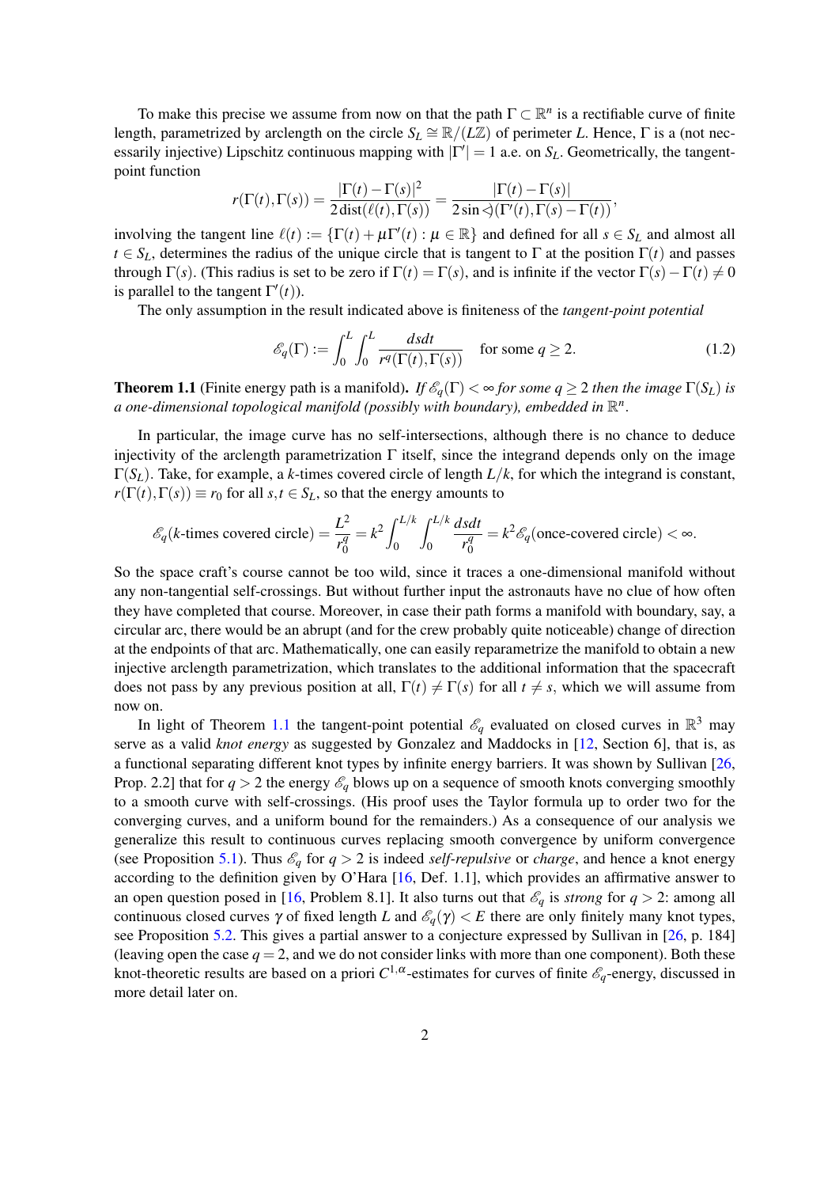To make this precise we assume from now on that the path $\Gamma \subset \mathbb{R}^n$ is a rectifiable curve of finite length, parametrized by arclength on the circle $S_L \cong \mathbb{R}/(L\mathbb{Z})$ of perimeter $L$. Hence, $\Gamma$ is a (not necessarily injective) Lipschitz continuous mapping with $|\Gamma'| = 1$ a.e. on $S_L$. Geometrically, the tangent-point function

$$r(\Gamma(t),\Gamma(s)) = \frac{|\Gamma(t)-\Gamma(s)|^2}{2\operatorname{dist}(\ell(t),\Gamma(s))} = \frac{|\Gamma(t)-\Gamma(s)|}{2\sin\sphericalangle(\Gamma'(t),\Gamma(s)-\Gamma(t))},$$

involving the tangent line $\ell(t) := \{\Gamma(t)+\mu\Gamma'(t) : \mu \in \mathbb{R}\}$ and defined for all $s \in S_L$ and almost all $t \in S_L$, determines the radius of the unique circle that is tangent to $\Gamma$ at the position $\Gamma(t)$ and passes through $\Gamma(s)$. (This radius is set to be zero if $\Gamma(t) = \Gamma(s)$, and is infinite if the vector $\Gamma(s)-\Gamma(t) \neq 0$ is parallel to the tangent $\Gamma'(t)$).

The only assumption in the result indicated above is finiteness of the *tangent-point potential*

$$\mathscr{E}_q(\Gamma) := \int_0^L \int_0^L \frac{dsdt}{r^q(\Gamma(t),\Gamma(s))} \quad \text{for some } q \geq 2. \tag{1.2}$$

**Theorem 1.1** (Finite energy path is a manifold). *If $\mathscr{E}_q(\Gamma) < \infty$ for some $q \geq 2$ then the image $\Gamma(S_L)$ is a one-dimensional topological manifold (possibly with boundary), embedded in $\mathbb{R}^n$.*

In particular, the image curve has no self-intersections, although there is no chance to deduce injectivity of the arclength parametrization $\Gamma$ itself, since the integrand depends only on the image $\Gamma(S_L)$. Take, for example, a $k$-times covered circle of length $L/k$, for which the integrand is constant, $r(\Gamma(t),\Gamma(s)) \equiv r_0$ for all $s,t \in S_L$, so that the energy amounts to

$$\mathscr{E}_q(k\text{-times covered circle}) = \frac{L^2}{r_0^q} = k^2 \int_0^{L/k}\int_0^{L/k} \frac{dsdt}{r_0^q} = k^2\mathscr{E}_q(\text{once-covered circle}) < \infty.$$

So the space craft's course cannot be too wild, since it traces a one-dimensional manifold without any non-tangential self-crossings. But without further input the astronauts have no clue of how often they have completed that course. Moreover, in case their path forms a manifold with boundary, say, a circular arc, there would be an abrupt (and for the crew probably quite noticeable) change of direction at the endpoints of that arc. Mathematically, one can easily reparametrize the manifold to obtain a new injective arclength parametrization, which translates to the additional information that the spacecraft does not pass by any previous position at all, $\Gamma(t) \neq \Gamma(s)$ for all $t \neq s$, which we will assume from now on.

In light of Theorem 1.1 the tangent-point potential $\mathscr{E}_q$ evaluated on closed curves in $\mathbb{R}^3$ may serve as a valid *knot energy* as suggested by Gonzalez and Maddocks in [12, Section 6], that is, as a functional separating different knot types by infinite energy barriers. It was shown by Sullivan [26, Prop. 2.2] that for $q > 2$ the energy $\mathscr{E}_q$ blows up on a sequence of smooth knots converging smoothly to a smooth curve with self-crossings. (His proof uses the Taylor formula up to order two for the converging curves, and a uniform bound for the remainders.) As a consequence of our analysis we generalize this result to continuous curves replacing smooth convergence by uniform convergence (see Proposition 5.1). Thus $\mathscr{E}_q$ for $q > 2$ is indeed *self-repulsive* or *charge*, and hence a knot energy according to the definition given by O'Hara [16, Def. 1.1], which provides an affirmative answer to an open question posed in [16, Problem 8.1]. It also turns out that $\mathscr{E}_q$ is *strong* for $q > 2$: among all continuous closed curves $\gamma$ of fixed length $L$ and $\mathscr{E}_q(\gamma) < E$ there are only finitely many knot types, see Proposition 5.2. This gives a partial answer to a conjecture expressed by Sullivan in [26, p. 184] (leaving open the case $q = 2$, and we do not consider links with more than one component). Both these knot-theoretic results are based on a priori $C^{1,\alpha}$-estimates for curves of finite $\mathscr{E}_q$-energy, discussed in more detail later on.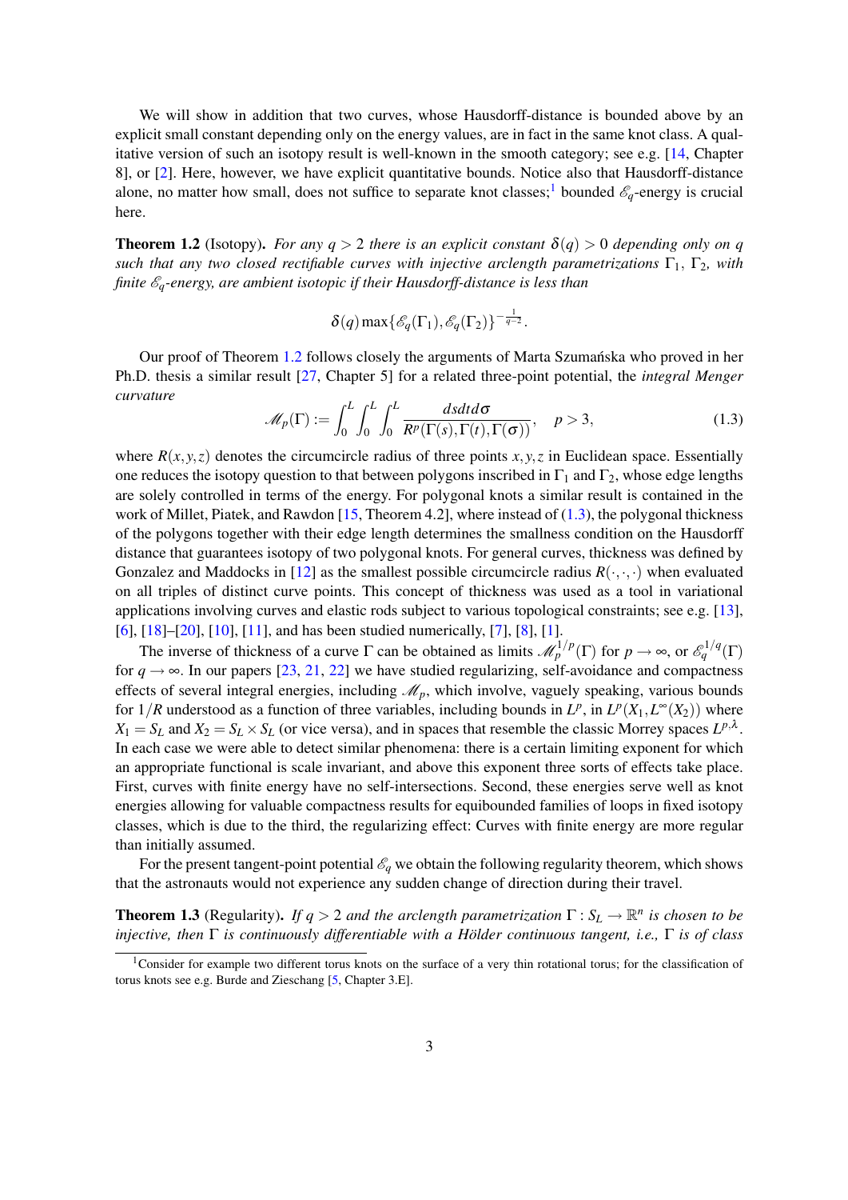We will show in addition that two curves, whose Hausdorff-distance is bounded above by an explicit small constant depending only on the energy values, are in fact in the same knot class. A qualitative version of such an isotopy result is well-known in the smooth category; see e.g. [14, Chapter 8], or [2]. Here, however, we have explicit quantitative bounds. Notice also that Hausdorff-distance alone, no matter how small, does not suffice to separate knot classes;[1] bounded $\mathscr{E}_q$-energy is crucial here.

**Theorem 1.2** (Isotopy). *For any $q > 2$ there is an explicit constant $\delta(q) > 0$ depending only on $q$ such that any two closed rectifiable curves with injective arclength parametrizations $\Gamma_1$, $\Gamma_2$, with finite $\mathscr{E}_q$-energy, are ambient isotopic if their Hausdorff-distance is less than*

$$\delta(q)\max\{\mathscr{E}_q(\Gamma_1),\mathscr{E}_q(\Gamma_2)\}^{-\frac{1}{q-2}}.$$

Our proof of Theorem 1.2 follows closely the arguments of Marta Szumańska who proved in her Ph.D. thesis a similar result [27, Chapter 5] for a related three-point potential, the *integral Menger curvature*

$$\mathscr{M}_p(\Gamma) := \int_0^L\int_0^L\int_0^L \frac{ds\,dt\,d\sigma}{R^p(\Gamma(s),\Gamma(t),\Gamma(\sigma))}, \quad p > 3, \tag{1.3}$$

where $R(x,y,z)$ denotes the circumcircle radius of three points $x,y,z$ in Euclidean space. Essentially one reduces the isotopy question to that between polygons inscribed in $\Gamma_1$ and $\Gamma_2$, whose edge lengths are solely controlled in terms of the energy. For polygonal knots a similar result is contained in the work of Millet, Piatek, and Rawdon [15, Theorem 4.2], where instead of (1.3), the polygonal thickness of the polygons together with their edge length determines the smallness condition on the Hausdorff distance that guarantees isotopy of two polygonal knots. For general curves, thickness was defined by Gonzalez and Maddocks in [12] as the smallest possible circumcircle radius $R(\cdot,\cdot,\cdot)$ when evaluated on all triples of distinct curve points. This concept of thickness was used as a tool in variational applications involving curves and elastic rods subject to various topological constraints; see e.g. [13], [6], [18]–[20], [10], [11], and has been studied numerically, [7], [8], [1].

The inverse of thickness of a curve $\Gamma$ can be obtained as limits $\mathscr{M}_p^{1/p}(\Gamma)$ for $p \to \infty$, or $\mathscr{E}_q^{1/q}(\Gamma)$ for $q \to \infty$. In our papers [23, 21, 22] we have studied regularizing, self-avoidance and compactness effects of several integral energies, including $\mathscr{M}_p$, which involve, vaguely speaking, various bounds for $1/R$ understood as a function of three variables, including bounds in $L^p$, in $L^p(X_1, L^\infty(X_2))$ where $X_1 = S_L$ and $X_2 = S_L \times S_L$ (or vice versa), and in spaces that resemble the classic Morrey spaces $L^{p,\lambda}$. In each case we were able to detect similar phenomena: there is a certain limiting exponent for which an appropriate functional is scale invariant, and above this exponent three sorts of effects take place. First, curves with finite energy have no self-intersections. Second, these energies serve well as knot energies allowing for valuable compactness results for equibounded families of loops in fixed isotopy classes, which is due to the third, the regularizing effect: Curves with finite energy are more regular than initially assumed.

For the present tangent-point potential $\mathscr{E}_q$ we obtain the following regularity theorem, which shows that the astronauts would not experience any sudden change of direction during their travel.

**Theorem 1.3** (Regularity). *If $q > 2$ and the arclength parametrization $\Gamma : S_L \to \mathbb{R}^n$ is chosen to be injective, then $\Gamma$ is continuously differentiable with a Hölder continuous tangent, i.e., $\Gamma$ is of class*

[1] Consider for example two different torus knots on the surface of a very thin rotational torus; for the classification of torus knots see e.g. Burde and Zieschang [5, Chapter 3.E].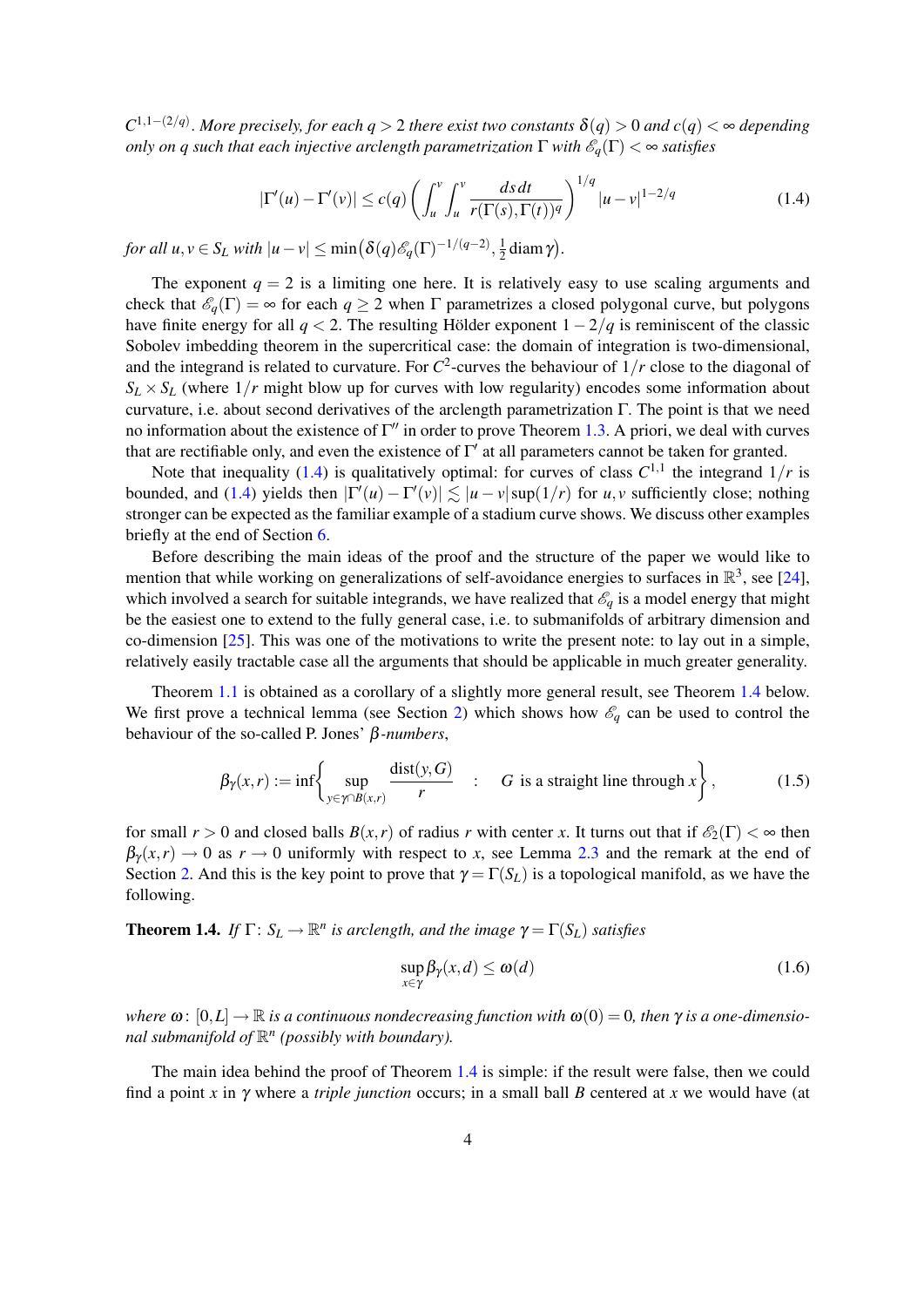$C^{1,1-(2/q)}$. *More precisely, for each* $q > 2$ *there exist two constants* $\delta(q) > 0$ *and* $c(q) < \infty$ *depending only on* $q$ *such that each injective arclength parametrization* $\Gamma$ *with* $\mathscr{E}_q(\Gamma) < \infty$ *satisfies*

$$|\Gamma'(u) - \Gamma'(v)| \le c(q) \left( \int_u^v \int_u^v \frac{ds\,dt}{r(\Gamma(s),\Gamma(t))^q} \right)^{1/q} |u-v|^{1-2/q} \tag{1.4}$$

*for all* $u, v \in S_L$ *with* $|u-v| \le \min\bigl(\delta(q)\mathscr{E}_q(\Gamma)^{-1/(q-2)}, \frac{1}{2}\operatorname{diam}\gamma\bigr)$.

The exponent $q = 2$ is a limiting one here. It is relatively easy to use scaling arguments and check that $\mathscr{E}_q(\Gamma) = \infty$ for each $q \ge 2$ when $\Gamma$ parametrizes a closed polygonal curve, but polygons have finite energy for all $q < 2$. The resulting Hölder exponent $1 - 2/q$ is reminiscent of the classic Sobolev imbedding theorem in the supercritical case: the domain of integration is two-dimensional, and the integrand is related to curvature. For $C^2$-curves the behaviour of $1/r$ close to the diagonal of $S_L \times S_L$ (where $1/r$ might blow up for curves with low regularity) encodes some information about curvature, i.e. about second derivatives of the arclength parametrization $\Gamma$. The point is that we need no information about the existence of $\Gamma''$ in order to prove Theorem 1.3. A priori, we deal with curves that are rectifiable only, and even the existence of $\Gamma'$ at all parameters cannot be taken for granted.

Note that inequality (1.4) is qualitatively optimal: for curves of class $C^{1,1}$ the integrand $1/r$ is bounded, and (1.4) yields then $|\Gamma'(u) - \Gamma'(v)| \lesssim |u - v| \sup(1/r)$ for $u, v$ sufficiently close; nothing stronger can be expected as the familiar example of a stadium curve shows. We discuss other examples briefly at the end of Section 6.

Before describing the main ideas of the proof and the structure of the paper we would like to mention that while working on generalizations of self-avoidance energies to surfaces in $\mathbb{R}^3$, see [24], which involved a search for suitable integrands, we have realized that $\mathscr{E}_q$ is a model energy that might be the easiest one to extend to the fully general case, i.e. to submanifolds of arbitrary dimension and co-dimension [25]. This was one of the motivations to write the present note: to lay out in a simple, relatively easily tractable case all the arguments that should be applicable in much greater generality.

Theorem 1.1 is obtained as a corollary of a slightly more general result, see Theorem 1.4 below. We first prove a technical lemma (see Section 2) which shows how $\mathscr{E}_q$ can be used to control the behaviour of the so-called P. Jones' *$\beta$-numbers*,

$$\beta_\gamma(x,r) := \inf\left\{ \sup_{y \in \gamma \cap B(x,r)} \frac{\operatorname{dist}(y,G)}{r} \quad : \quad G \text{ is a straight line through } x \right\}, \tag{1.5}$$

for small $r > 0$ and closed balls $B(x,r)$ of radius $r$ with center $x$. It turns out that if $\mathscr{E}_2(\Gamma) < \infty$ then $\beta_\gamma(x,r) \to 0$ as $r \to 0$ uniformly with respect to $x$, see Lemma 2.3 and the remark at the end of Section 2. And this is the key point to prove that $\gamma = \Gamma(S_L)$ is a topological manifold, as we have the following.

**Theorem 1.4.** *If* $\Gamma \colon S_L \to \mathbb{R}^n$ *is arclength, and the image* $\gamma = \Gamma(S_L)$ *satisfies*

$$\sup_{x \in \gamma} \beta_\gamma(x,d) \le \omega(d) \tag{1.6}$$

*where* $\omega \colon [0,L] \to \mathbb{R}$ *is a continuous nondecreasing function with* $\omega(0) = 0$*, then* $\gamma$ *is a one-dimensional submanifold of* $\mathbb{R}^n$ *(possibly with boundary).*

The main idea behind the proof of Theorem 1.4 is simple: if the result were false, then we could find a point $x$ in $\gamma$ where a *triple junction* occurs; in a small ball $B$ centered at $x$ we would have (at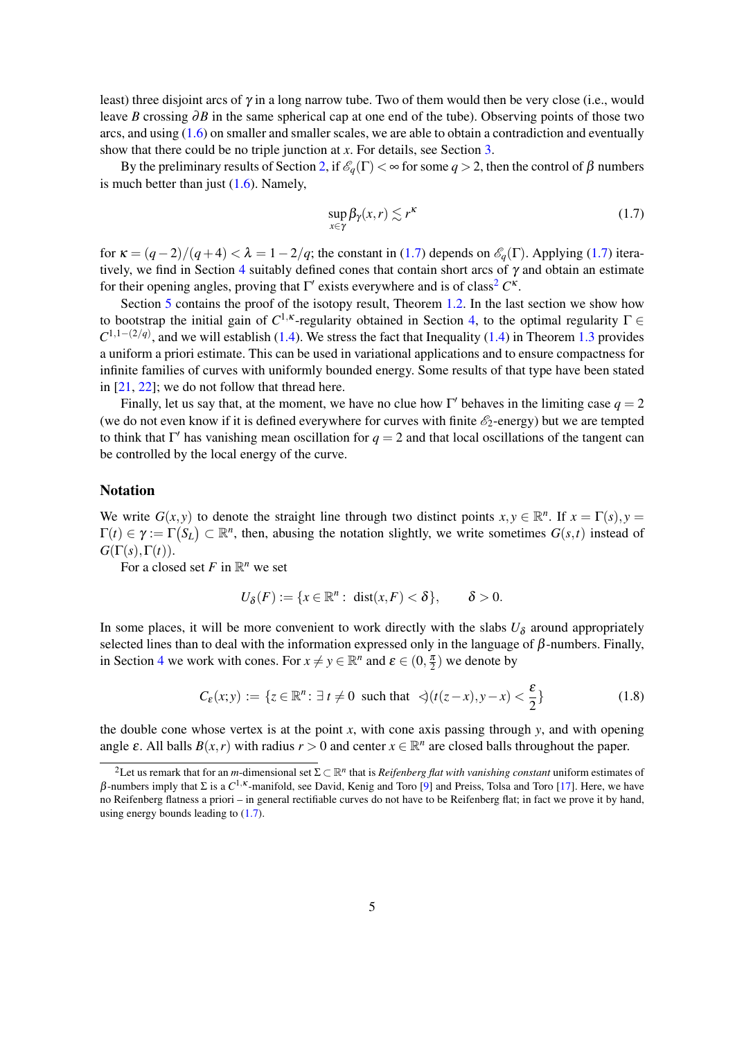least) three disjoint arcs of $\gamma$ in a long narrow tube. Two of them would then be very close (i.e., would leave $B$ crossing $\partial B$ in the same spherical cap at one end of the tube). Observing points of those two arcs, and using (1.6) on smaller and smaller scales, we are able to obtain a contradiction and eventually show that there could be no triple junction at $x$. For details, see Section 3.

By the preliminary results of Section 2, if $\mathscr{E}_q(\Gamma) < \infty$ for some $q > 2$, then the control of $\beta$ numbers is much better than just (1.6). Namely,

$$\sup_{x\in\gamma} \beta_\gamma(x,r) \lesssim r^\kappa \tag{1.7}$$

for $\kappa = (q-2)/(q+4) < \lambda = 1-2/q$; the constant in (1.7) depends on $\mathscr{E}_q(\Gamma)$. Applying (1.7) iteratively, we find in Section 4 suitably defined cones that contain short arcs of $\gamma$ and obtain an estimate for their opening angles, proving that $\Gamma'$ exists everywhere and is of class[2] $C^\kappa$.

Section 5 contains the proof of the isotopy result, Theorem 1.2. In the last section we show how to bootstrap the initial gain of $C^{1,\kappa}$-regularity obtained in Section 4, to the optimal regularity $\Gamma \in C^{1,1-(2/q)}$, and we will establish (1.4). We stress the fact that Inequality (1.4) in Theorem 1.3 provides a uniform a priori estimate. This can be used in variational applications and to ensure compactness for infinite families of curves with uniformly bounded energy. Some results of that type have been stated in [21, 22]; we do not follow that thread here.

Finally, let us say that, at the moment, we have no clue how $\Gamma'$ behaves in the limiting case $q = 2$ (we do not even know if it is defined everywhere for curves with finite $\mathscr{E}_2$-energy) but we are tempted to think that $\Gamma'$ has vanishing mean oscillation for $q = 2$ and that local oscillations of the tangent can be controlled by the local energy of the curve.

## Notation

We write $G(x,y)$ to denote the straight line through two distinct points $x,y \in \mathbb{R}^n$. If $x = \Gamma(s), y = \Gamma(t) \in \gamma := \Gamma(S_L) \subset \mathbb{R}^n$, then, abusing the notation slightly, we write sometimes $G(s,t)$ instead of $G(\Gamma(s),\Gamma(t))$.

For a closed set $F$ in $\mathbb{R}^n$ we set

$$U_\delta(F) := \{x \in \mathbb{R}^n : \ \operatorname{dist}(x,F) < \delta\}, \qquad \delta > 0.$$

In some places, it will be more convenient to work directly with the slabs $U_\delta$ around appropriately selected lines than to deal with the information expressed only in the language of $\beta$-numbers. Finally, in Section 4 we work with cones. For $x \neq y \in \mathbb{R}^n$ and $\varepsilon \in (0, \frac{\pi}{2})$ we denote by

$$C_\varepsilon(x;y) := \{z \in \mathbb{R}^n : \exists\, t \neq 0 \ \text{ such that } \ \sphericalangle(t(z-x), y-x) < \frac{\varepsilon}{2}\} \tag{1.8}$$

the double cone whose vertex is at the point $x$, with cone axis passing through $y$, and with opening angle $\varepsilon$. All balls $B(x,r)$ with radius $r > 0$ and center $x \in \mathbb{R}^n$ are closed balls throughout the paper.

[2] Let us remark that for an $m$-dimensional set $\Sigma \subset \mathbb{R}^n$ that is *Reifenberg flat with vanishing constant* uniform estimates of $\beta$-numbers imply that $\Sigma$ is a $C^{1,\kappa}$-manifold, see David, Kenig and Toro [9] and Preiss, Tolsa and Toro [17]. Here, we have no Reifenberg flatness a priori – in general rectifiable curves do not have to be Reifenberg flat; in fact we prove it by hand, using energy bounds leading to (1.7).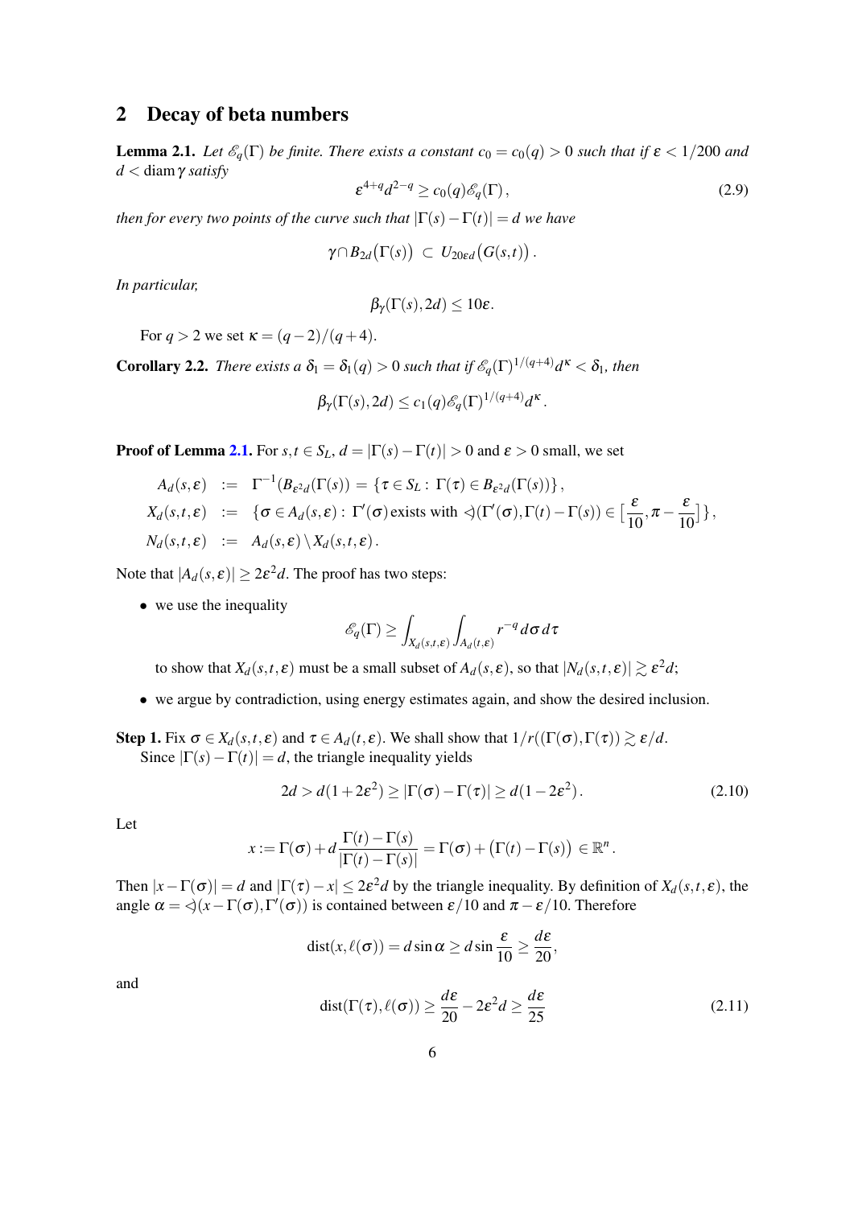## 2 Decay of beta numbers

**Lemma 2.1.** *Let $\mathscr{E}_q(\Gamma)$ be finite. There exists a constant $c_0 = c_0(q) > 0$ such that if $\varepsilon < 1/200$ and $d < \operatorname{diam}\gamma$ satisfy*

$$\varepsilon^{4+q} d^{2-q} \geq c_0(q)\mathscr{E}_q(\Gamma)\,, \tag{2.9}$$

*then for every two points of the curve such that $|\Gamma(s) - \Gamma(t)| = d$ we have*

$$\gamma \cap B_{2d}\big(\Gamma(s)\big) \subset U_{20\varepsilon d}\big(G(s,t)\big)\,.$$

*In particular,*

$$\beta_\gamma(\Gamma(s), 2d) \leq 10\varepsilon.$$

For $q > 2$ we set $\kappa = (q-2)/(q+4)$.

**Corollary 2.2.** *There exists a $\delta_1 = \delta_1(q) > 0$ such that if $\mathscr{E}_q(\Gamma)^{1/(q+4)} d^\kappa < \delta_1$, then*

$$\beta_\gamma(\Gamma(s), 2d) \leq c_1(q)\mathscr{E}_q(\Gamma)^{1/(q+4)} d^\kappa\,.$$

**Proof of Lemma 2.1.** For $s,t \in S_L$, $d = |\Gamma(s) - \Gamma(t)| > 0$ and $\varepsilon > 0$ small, we set

$$\begin{aligned}
A_d(s,\varepsilon) &:= \Gamma^{-1}(B_{\varepsilon^2 d}(\Gamma(s)) = \{\tau \in S_L : \Gamma(\tau) \in B_{\varepsilon^2 d}(\Gamma(s))\}\,,\\
X_d(s,t,\varepsilon) &:= \{\sigma \in A_d(s,\varepsilon) : \Gamma'(\sigma) \text{ exists with } \sphericalangle(\Gamma'(\sigma), \Gamma(t) - \Gamma(s)) \in \big[\frac{\varepsilon}{10}, \pi - \frac{\varepsilon}{10}\big]\}\,,\\
N_d(s,t,\varepsilon) &:= A_d(s,\varepsilon) \setminus X_d(s,t,\varepsilon)\,.
\end{aligned}$$

Note that $|A_d(s,\varepsilon)| \geq 2\varepsilon^2 d$. The proof has two steps:

- we use the inequality
$$\mathscr{E}_q(\Gamma) \geq \int_{X_d(s,t,\varepsilon)} \int_{A_d(t,\varepsilon)} r^{-q}\, d\sigma\, d\tau$$
to show that $X_d(s,t,\varepsilon)$ must be a small subset of $A_d(s,\varepsilon)$, so that $|N_d(s,t,\varepsilon)| \gtrsim \varepsilon^2 d$;
- we argue by contradiction, using energy estimates again, and show the desired inclusion.

**Step 1.** Fix $\sigma \in X_d(s,t,\varepsilon)$ and $\tau \in A_d(t,\varepsilon)$. We shall show that $1/r((\Gamma(\sigma), \Gamma(\tau)) \gtrsim \varepsilon/d$.

Since $|\Gamma(s) - \Gamma(t)| = d$, the triangle inequality yields

$$2d > d(1+2\varepsilon^2) \geq |\Gamma(\sigma) - \Gamma(\tau)| \geq d(1-2\varepsilon^2)\,. \tag{2.10}$$

Let

$$x := \Gamma(\sigma) + d\frac{\Gamma(t) - \Gamma(s)}{|\Gamma(t) - \Gamma(s)|} = \Gamma(\sigma) + \big(\Gamma(t) - \Gamma(s)\big) \in \mathbb{R}^n\,.$$

Then $|x - \Gamma(\sigma)| = d$ and $|\Gamma(\tau) - x| \leq 2\varepsilon^2 d$ by the triangle inequality. By definition of $X_d(s,t,\varepsilon)$, the angle $\alpha = \sphericalangle(x - \Gamma(\sigma), \Gamma'(\sigma))$ is contained between $\varepsilon/10$ and $\pi - \varepsilon/10$. Therefore

$$\operatorname{dist}(x, \ell(\sigma)) = d\sin\alpha \geq d\sin\frac{\varepsilon}{10} \geq \frac{d\varepsilon}{20},$$

and

$$\operatorname{dist}(\Gamma(\tau), \ell(\sigma)) \geq \frac{d\varepsilon}{20} - 2\varepsilon^2 d \geq \frac{d\varepsilon}{25} \tag{2.11}$$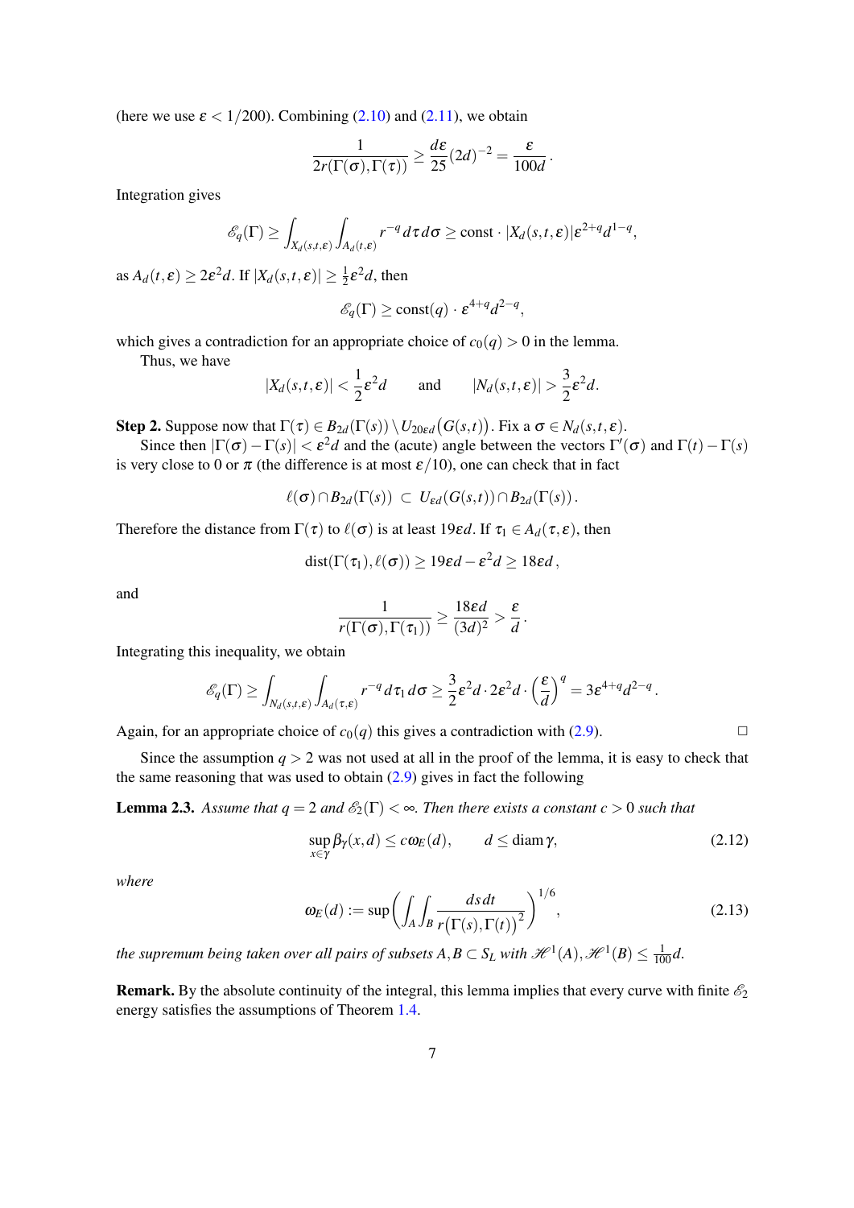(here we use $\varepsilon < 1/200$). Combining (2.10) and (2.11), we obtain

$$\frac{1}{2r(\Gamma(\sigma),\Gamma(\tau))} \geq \frac{d\varepsilon}{25}(2d)^{-2} = \frac{\varepsilon}{100d}\,.$$

Integration gives

$$\mathscr{E}_q(\Gamma) \geq \int_{X_d(s,t,\varepsilon)} \int_{A_d(t,\varepsilon)} r^{-q}\,d\tau\,d\sigma \geq \text{const} \cdot |X_d(s,t,\varepsilon)|\varepsilon^{2+q}d^{1-q},$$

as $A_d(t,\varepsilon) \geq 2\varepsilon^2 d$. If $|X_d(s,t,\varepsilon)| \geq \frac{1}{2}\varepsilon^2 d$, then

$$\mathscr{E}_q(\Gamma) \geq \text{const}(q)\cdot \varepsilon^{4+q}d^{2-q},$$

which gives a contradiction for an appropriate choice of $c_0(q) > 0$ in the lemma.

Thus, we have

$$|X_d(s,t,\varepsilon)| < \frac{1}{2}\varepsilon^2 d \qquad \text{and} \qquad |N_d(s,t,\varepsilon)| > \frac{3}{2}\varepsilon^2 d.$$

**Step 2.** Suppose now that $\Gamma(\tau) \in B_{2d}(\Gamma(s)) \setminus U_{20\varepsilon d}\big(G(s,t)\big)$. Fix a $\sigma \in N_d(s,t,\varepsilon)$.

Since then $|\Gamma(\sigma) - \Gamma(s)| < \varepsilon^2 d$ and the (acute) angle between the vectors $\Gamma'(\sigma)$ and $\Gamma(t) - \Gamma(s)$ is very close to 0 or $\pi$ (the difference is at most $\varepsilon/10$), one can check that in fact

$$\ell(\sigma) \cap B_{2d}(\Gamma(s)) \;\subset\; U_{\varepsilon d}(G(s,t)) \cap B_{2d}(\Gamma(s))\,.$$

Therefore the distance from $\Gamma(\tau)$ to $\ell(\sigma)$ is at least $19\varepsilon d$. If $\tau_1 \in A_d(\tau,\varepsilon)$, then

$$\operatorname{dist}(\Gamma(\tau_1), \ell(\sigma)) \geq 19\varepsilon d - \varepsilon^2 d \geq 18\varepsilon d\,,$$

and

$$\frac{1}{r(\Gamma(\sigma),\Gamma(\tau_1))} \geq \frac{18\varepsilon d}{(3d)^2} > \frac{\varepsilon}{d}\,.$$

Integrating this inequality, we obtain

$$\mathscr{E}_q(\Gamma) \geq \int_{N_d(s,t,\varepsilon)} \int_{A_d(\tau,\varepsilon)} r^{-q}\,d\tau_1\,d\sigma \geq \frac{3}{2}\varepsilon^2 d \cdot 2\varepsilon^2 d \cdot \left(\frac{\varepsilon}{d}\right)^q = 3\varepsilon^{4+q}d^{2-q}\,.$$

Again, for an appropriate choice of $c_0(q)$ this gives a contradiction with (2.9). $\square$

Since the assumption $q > 2$ was not used at all in the proof of the lemma, it is easy to check that the same reasoning that was used to obtain (2.9) gives in fact the following

**Lemma 2.3.** *Assume that $q = 2$ and $\mathscr{E}_2(\Gamma) < \infty$. Then there exists a constant $c > 0$ such that*

$$\sup_{x\in\gamma} \beta_\gamma(x,d) \leq c\,\omega_E(d), \qquad d \leq \operatorname{diam}\gamma, \tag{2.12}$$

*where*

$$\omega_E(d) := \sup\left(\int_A \int_B \frac{ds\,dt}{r\big(\Gamma(s),\Gamma(t)\big)^2}\right)^{1/6}, \tag{2.13}$$

*the supremum being taken over all pairs of subsets $A, B \subset S_L$ with $\mathscr{H}^1(A), \mathscr{H}^1(B) \leq \frac{1}{100}d$.*

**Remark.** By the absolute continuity of the integral, this lemma implies that every curve with finite $\mathscr{E}_2$ energy satisfies the assumptions of Theorem 1.4.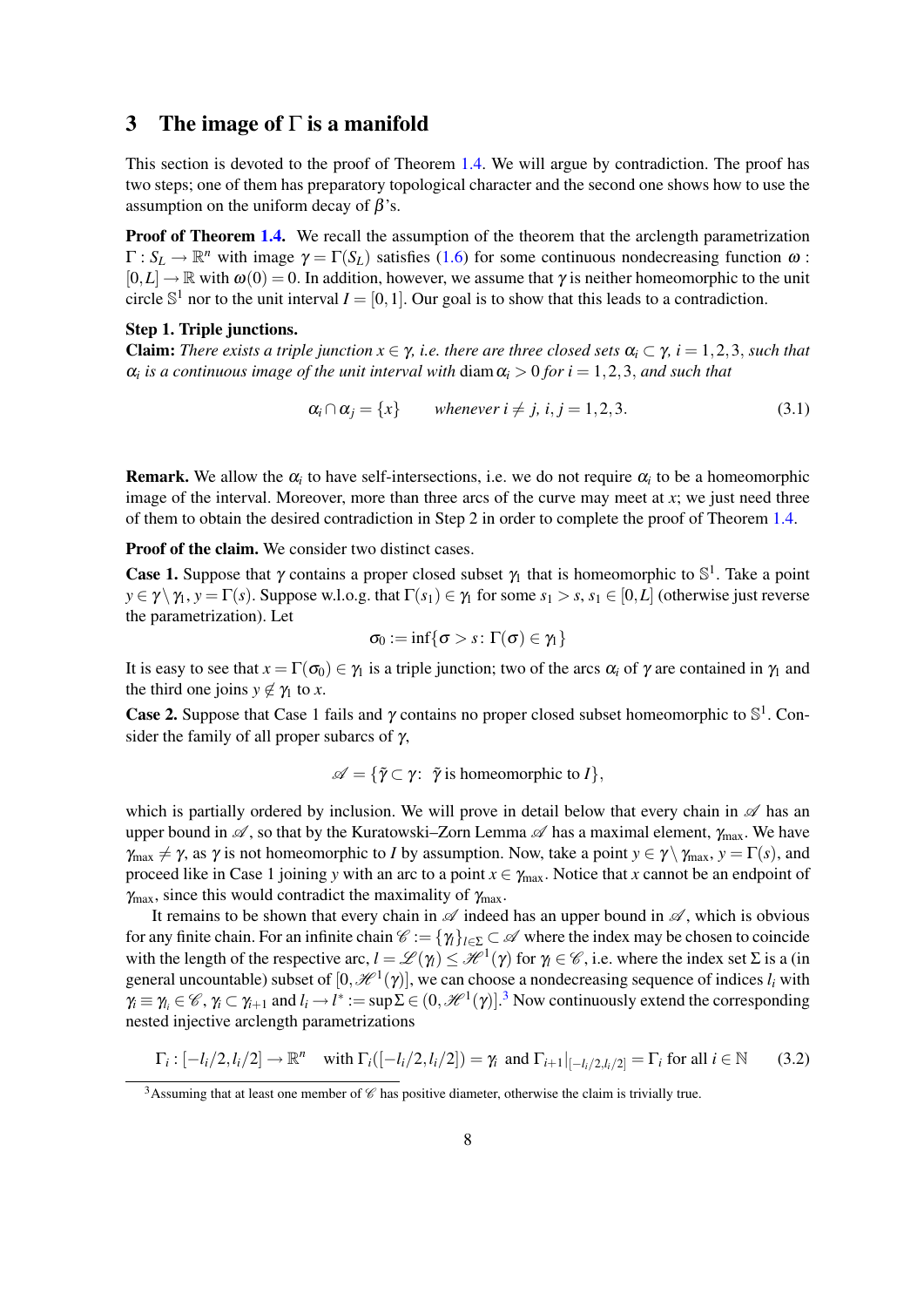## 3 The image of $\Gamma$ is a manifold

This section is devoted to the proof of Theorem 1.4. We will argue by contradiction. The proof has two steps; one of them has preparatory topological character and the second one shows how to use the assumption on the uniform decay of $\beta$'s.

**Proof of Theorem 1.4.** We recall the assumption of the theorem that the arclength parametrization $\Gamma : S_L \to \mathbb{R}^n$ with image $\gamma = \Gamma(S_L)$ satisfies (1.6) for some continuous nondecreasing function $\omega : [0,L] \to \mathbb{R}$ with $\omega(0) = 0$. In addition, however, we assume that $\gamma$ is neither homeomorphic to the unit circle $\mathbb{S}^1$ nor to the unit interval $I = [0,1]$. Our goal is to show that this leads to a contradiction.

**Step 1. Triple junctions.**

**Claim:** *There exists a triple junction $x \in \gamma$, i.e. there are three closed sets $\alpha_i \subset \gamma$, $i = 1,2,3$, such that $\alpha_i$ is a continuous image of the unit interval with $\operatorname{diam} \alpha_i > 0$ for $i = 1,2,3$, and such that*

$$\alpha_i \cap \alpha_j = \{x\} \qquad \textit{whenever } i \neq j,\ i,j = 1,2,3. \tag{3.1}$$

**Remark.** We allow the $\alpha_i$ to have self-intersections, i.e. we do not require $\alpha_i$ to be a homeomorphic image of the interval. Moreover, more than three arcs of the curve may meet at $x$; we just need three of them to obtain the desired contradiction in Step 2 in order to complete the proof of Theorem 1.4.

**Proof of the claim.** We consider two distinct cases.

**Case 1.** Suppose that $\gamma$ contains a proper closed subset $\gamma_1$ that is homeomorphic to $\mathbb{S}^1$. Take a point $y \in \gamma \setminus \gamma_1$, $y = \Gamma(s)$. Suppose w.l.o.g. that $\Gamma(s_1) \in \gamma_1$ for some $s_1 > s$, $s_1 \in [0,L]$ (otherwise just reverse the parametrization). Let

$$\sigma_0 := \inf\{\sigma > s \colon \Gamma(\sigma) \in \gamma_1\}$$

It is easy to see that $x = \Gamma(\sigma_0) \in \gamma_1$ is a triple junction; two of the arcs $\alpha_i$ of $\gamma$ are contained in $\gamma_1$ and the third one joins $y \notin \gamma_1$ to $x$.

**Case 2.** Suppose that Case 1 fails and $\gamma$ contains no proper closed subset homeomorphic to $\mathbb{S}^1$. Consider the family of all proper subarcs of $\gamma$,

$$\mathscr{A} = \{\tilde{\gamma} \subset \gamma \colon\ \tilde{\gamma} \text{ is homeomorphic to } I\},$$

which is partially ordered by inclusion. We will prove in detail below that every chain in $\mathscr{A}$ has an upper bound in $\mathscr{A}$, so that by the Kuratowski–Zorn Lemma $\mathscr{A}$ has a maximal element, $\gamma_{\max}$. We have $\gamma_{\max} \neq \gamma$, as $\gamma$ is not homeomorphic to $I$ by assumption. Now, take a point $y \in \gamma \setminus \gamma_{\max}$, $y = \Gamma(s)$, and proceed like in Case 1 joining $y$ with an arc to a point $x \in \gamma_{\max}$. Notice that $x$ cannot be an endpoint of $\gamma_{\max}$, since this would contradict the maximality of $\gamma_{\max}$.

It remains to be shown that every chain in $\mathscr{A}$ indeed has an upper bound in $\mathscr{A}$, which is obvious for any finite chain. For an infinite chain $\mathscr{C} := \{\gamma_l\}_{l \in \Sigma} \subset \mathscr{A}$ where the index may be chosen to coincide with the length of the respective arc, $l = \mathscr{L}(\gamma_l) \leq \mathscr{H}^1(\gamma)$ for $\gamma_l \in \mathscr{C}$, i.e. where the index set $\Sigma$ is a (in general uncountable) subset of $[0, \mathscr{H}^1(\gamma)]$, we can choose a nondecreasing sequence of indices $l_i$ with $\gamma_i \equiv \gamma_{l_i} \in \mathscr{C}$, $\gamma_i \subset \gamma_{i+1}$ and $l_i \to l^* := \sup \Sigma \in (0, \mathscr{H}^1(\gamma)]$.[3] Now continuously extend the corresponding nested injective arclength parametrizations

$$\Gamma_i : [-l_i/2, l_i/2] \to \mathbb{R}^n \quad \text{with } \Gamma_i([-l_i/2, l_i/2]) = \gamma_i \text{ and } \Gamma_{i+1}|_{[-l_i/2, l_i/2]} = \Gamma_i \text{ for all } i \in \mathbb{N} \tag{3.2}$$

[3] Assuming that at least one member of $\mathscr{C}$ has positive diameter, otherwise the claim is trivially true.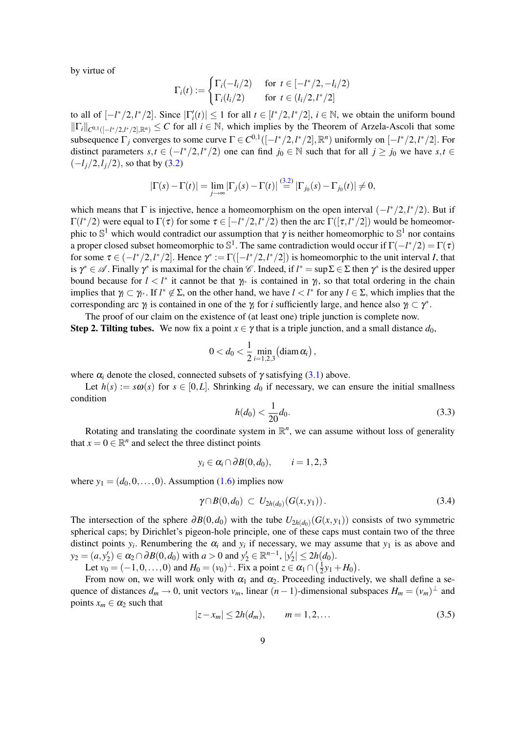by virtue of

$$\Gamma_i(t) := \begin{cases} \Gamma_i(-l_i/2) & \text{for } t \in [-l^*/2, -l_i/2) \\ \Gamma_i(l_i/2) & \text{for } t \in (l_i/2, l^*/2] \end{cases}$$

to all of $[-l^*/2, l^*/2]$. Since $|\Gamma_i'(t)| \le 1$ for all $t \in [l^*/2, l^*/2]$, $i \in \mathbb{N}$, we obtain the uniform bound $\|\Gamma_i\|_{C^{0,1}([-l^*/2,l^*/2],\mathbb{R}^n)} \le C$ for all $i \in \mathbb{N}$, which implies by the Theorem of Arzela-Ascoli that some subsequence $\Gamma_j$ converges to some curve $\Gamma \in C^{0,1}([-l^*/2, l^*/2], \mathbb{R}^n)$ uniformly on $[-l^*/2, l^*/2]$. For distinct parameters $s, t \in (-l^*/2, l^*/2)$ one can find $j_0 \in \mathbb{N}$ such that for all $j \ge j_0$ we have $s, t \in (-l_j/2, l_j/2)$, so that by (3.2)

$$|\Gamma(s) - \Gamma(t)| = \lim_{j \to \infty} |\Gamma_j(s) - \Gamma_j(t)| \overset{(3.2)}{=} |\Gamma_{j_0}(s) - \Gamma_{j_0}(t)| \ne 0,$$

which means that $\Gamma$ is injective, hence a homeomorphism on the open interval $(-l^*/2, l^*/2)$. But if $\Gamma(l^*/2)$ were equal to $\Gamma(\tau)$ for some $\tau \in [-l^*/2, l^*/2)$ then the arc $\Gamma([\tau, l^*/2])$ would be homeomorphic to $\mathbb{S}^1$ which would contradict our assumption that $\gamma$ is neither homeomorphic to $\mathbb{S}^1$ nor contains a proper closed subset homeomorphic to $\mathbb{S}^1$. The same contradiction would occur if $\Gamma(-l^*/2) = \Gamma(\tau)$ for some $\tau \in (-l^*/2, l^*/2]$. Hence $\gamma^* := \Gamma([-l^*/2, l^*/2])$ is homeomorphic to the unit interval $I$, that is $\gamma^* \in \mathscr{A}$. Finally $\gamma^*$ is maximal for the chain $\mathscr{C}$. Indeed, if $l^* = \sup \Sigma \in \Sigma$ then $\gamma^*$ is the desired upper bound because for $l < l^*$ it cannot be that $\gamma_{l^*}$ is contained in $\gamma_l$, so that total ordering in the chain implies that $\gamma_l \subset \gamma_{l^*}$. If $l^* \notin \Sigma$, on the other hand, we have $l < l^*$ for any $l \in \Sigma$, which implies that the corresponding arc $\gamma_l$ is contained in one of the $\gamma_i$ for $i$ sufficiently large, and hence also $\gamma_l \subset \gamma^*$.

The proof of our claim on the existence of (at least one) triple junction is complete now.

**Step 2. Tilting tubes.** We now fix a point $x \in \gamma$ that is a triple junction, and a small distance $d_0$,

$$0 < d_0 < \frac{1}{2} \min_{i=1,2,3} \big(\operatorname{diam} \alpha_i\big),$$

where $\alpha_i$ denote the closed, connected subsets of $\gamma$ satisfying (3.1) above.

Let $h(s) := s\omega(s)$ for $s \in [0, L]$. Shrinking $d_0$ if necessary, we can ensure the initial smallness condition

$$h(d_0) < \frac{1}{20} d_0. \tag{3.3}$$

Rotating and translating the coordinate system in $\mathbb{R}^n$, we can assume without loss of generality that $x = 0 \in \mathbb{R}^n$ and select the three distinct points

$$y_i \in \alpha_i \cap \partial B(0, d_0), \qquad i = 1, 2, 3$$

where $y_1 = (d_0, 0, \ldots, 0)$. Assumption (1.6) implies now

$$\gamma \cap B(0, d_0) \subset U_{2h(d_0)}(G(x, y_1)). \tag{3.4}$$

The intersection of the sphere $\partial B(0, d_0)$ with the tube $U_{2h(d_0)}(G(x, y_1))$ consists of two symmetric spherical caps; by Dirichlet's pigeon-hole principle, one of these caps must contain two of the three distinct points $y_i$. Renumbering the $\alpha_i$ and $y_i$ if necessary, we may assume that $y_1$ is as above and $y_2 = (a, y_2') \in \alpha_2 \cap \partial B(0, d_0)$ with $a > 0$ and $y_2' \in \mathbb{R}^{n-1}$, $|y_2'| \le 2h(d_0)$.

Let $v_0 = (-1, 0, \ldots, 0)$ and $H_0 = (v_0)^\perp$. Fix a point $z \in \alpha_1 \cap \big(\frac{1}{2} y_1 + H_0\big)$.

From now on, we will work only with $\alpha_1$ and $\alpha_2$. Proceeding inductively, we shall define a sequence of distances $d_m \to 0$, unit vectors $v_m$, linear $(n-1)$-dimensional subspaces $H_m = (v_m)^\perp$ and points $x_m \in \alpha_2$ such that

$$|z - x_m| \le 2h(d_m), \qquad m = 1, 2, \ldots \tag{3.5}$$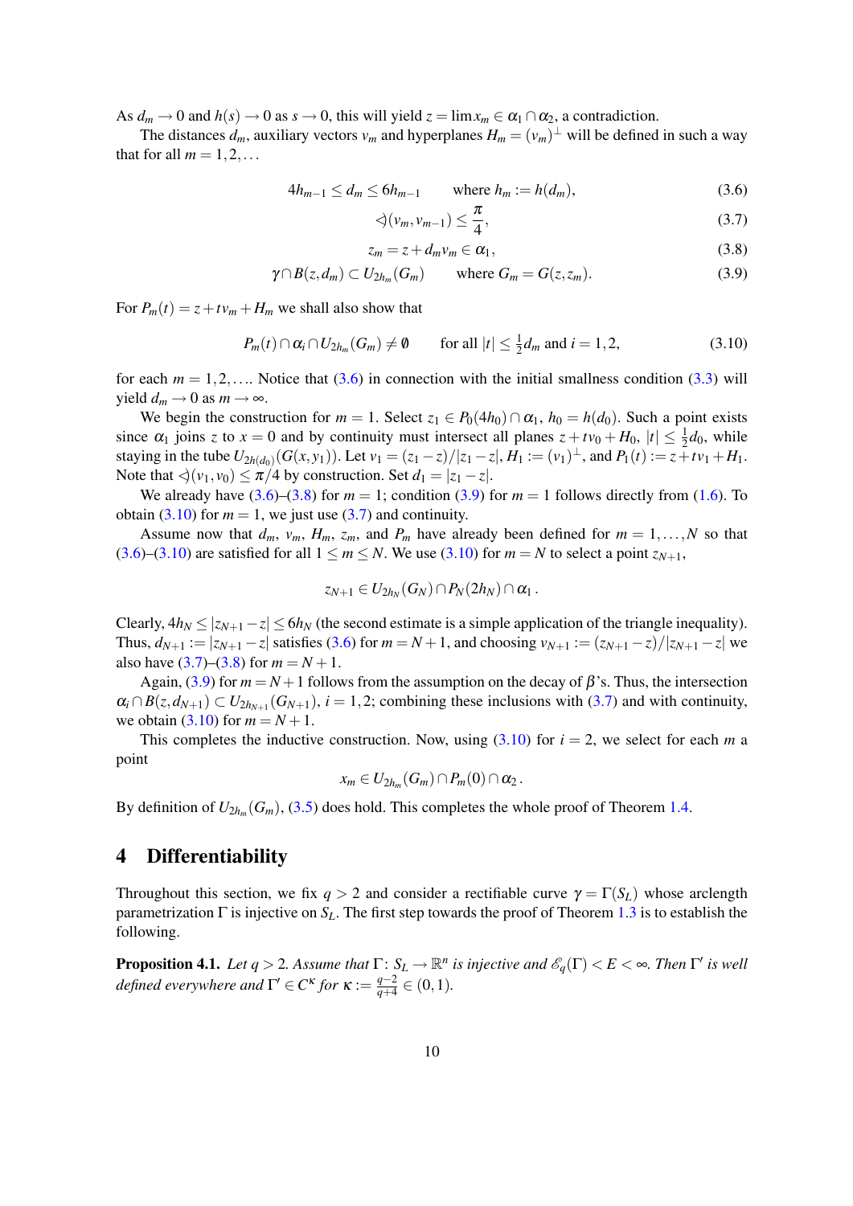As $d_m \to 0$ and $h(s) \to 0$ as $s \to 0$, this will yield $z = \lim x_m \in \alpha_1 \cap \alpha_2$, a contradiction.

The distances $d_m$, auxiliary vectors $v_m$ and hyperplanes $H_m = (v_m)^\perp$ will be defined in such a way that for all $m = 1, 2, \ldots$

$$4h_{m-1} \le d_m \le 6h_{m-1} \qquad \text{where } h_m := h(d_m), \tag{3.6}$$

$$\sphericalangle(v_m, v_{m-1}) \le \frac{\pi}{4}, \tag{3.7}$$

$$z_m = z + d_m v_m \in \alpha_1, \tag{3.8}$$

$$\gamma \cap B(z, d_m) \subset U_{2h_m}(G_m) \qquad \text{where } G_m = G(z, z_m). \tag{3.9}$$

For $P_m(t) = z + tv_m + H_m$ we shall also show that

$$P_m(t) \cap \alpha_i \cap U_{2h_m}(G_m) \neq \emptyset \qquad \text{for all } |t| \le \tfrac{1}{2} d_m \text{ and } i = 1, 2, \tag{3.10}$$

for each $m = 1, 2, \ldots$. Notice that (3.6) in connection with the initial smallness condition (3.3) will yield $d_m \to 0$ as $m \to \infty$.

We begin the construction for $m = 1$. Select $z_1 \in P_0(4h_0) \cap \alpha_1$, $h_0 = h(d_0)$. Such a point exists since $\alpha_1$ joins $z$ to $x = 0$ and by continuity must intersect all planes $z + tv_0 + H_0$, $|t| \le \frac{1}{2} d_0$, while staying in the tube $U_{2h(d_0)}(G(x, y_1))$. Let $v_1 = (z_1 - z)/|z_1 - z|$, $H_1 := (v_1)^\perp$, and $P_1(t) := z + tv_1 + H_1$. Note that $\sphericalangle(v_1, v_0) \le \pi/4$ by construction. Set $d_1 = |z_1 - z|$.

We already have (3.6)–(3.8) for $m = 1$; condition (3.9) for $m = 1$ follows directly from (1.6). To obtain (3.10) for $m = 1$, we just use (3.7) and continuity.

Assume now that $d_m$, $v_m$, $H_m$, $z_m$, and $P_m$ have already been defined for $m = 1, \ldots, N$ so that (3.6)–(3.10) are satisfied for all $1 \le m \le N$. We use (3.10) for $m = N$ to select a point $z_{N+1}$,

$$z_{N+1} \in U_{2h_N}(G_N) \cap P_N(2h_N) \cap \alpha_1 .$$

Clearly, $4h_N \le |z_{N+1} - z| \le 6h_N$ (the second estimate is a simple application of the triangle inequality). Thus, $d_{N+1} := |z_{N+1} - z|$ satisfies (3.6) for $m = N + 1$, and choosing $v_{N+1} := (z_{N+1} - z)/|z_{N+1} - z|$ we also have (3.7)–(3.8) for $m = N + 1$.

Again, (3.9) for $m = N + 1$ follows from the assumption on the decay of $\beta$'s. Thus, the intersection $\alpha_i \cap B(z, d_{N+1}) \subset U_{2h_{N+1}}(G_{N+1})$, $i = 1, 2$; combining these inclusions with (3.7) and with continuity, we obtain (3.10) for $m = N + 1$.

This completes the inductive construction. Now, using (3.10) for $i = 2$, we select for each $m$ a point

$$x_m \in U_{2h_m}(G_m) \cap P_m(0) \cap \alpha_2 .$$

By definition of $U_{2h_m}(G_m)$, (3.5) does hold. This completes the whole proof of Theorem 1.4.

## 4 Differentiability

Throughout this section, we fix $q > 2$ and consider a rectifiable curve $\gamma = \Gamma(S_L)$ whose arclength parametrization $\Gamma$ is injective on $S_L$. The first step towards the proof of Theorem 1.3 is to establish the following.

**Proposition 4.1.** *Let $q > 2$. Assume that $\Gamma \colon S_L \to \mathbb{R}^n$ is injective and $\mathscr{E}_q(\Gamma) < E < \infty$. Then $\Gamma'$ is well defined everywhere and $\Gamma' \in C^\kappa$ for $\kappa := \frac{q-2}{q+4} \in (0, 1)$.*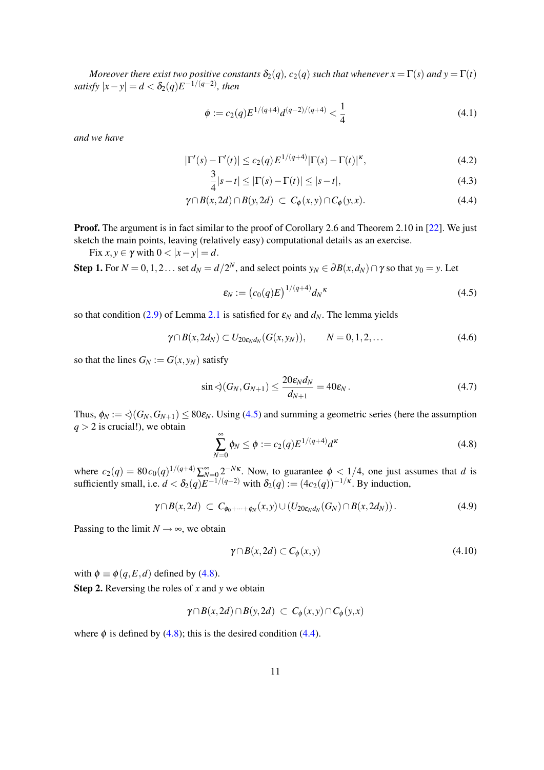*Moreover there exist two positive constants $\delta_2(q)$, $c_2(q)$ such that whenever $x = \Gamma(s)$ and $y = \Gamma(t)$ satisfy $|x-y| = d < \delta_2(q)E^{-1/(q-2)}$, then*

$$\phi := c_2(q)E^{1/(q+4)}d^{(q-2)/(q+4)} < \frac{1}{4} \tag{4.1}$$

*and we have*

$$|\Gamma'(s) - \Gamma'(t)| \leq c_2(q)\, E^{1/(q+4)} |\Gamma(s) - \Gamma(t)|^{\kappa}, \tag{4.2}$$

$$\frac{3}{4}|s-t| \leq |\Gamma(s) - \Gamma(t)| \leq |s-t|, \tag{4.3}$$

$$\gamma \cap B(x,2d) \cap B(y,2d) \ \subset \ C_\phi(x,y) \cap C_\phi(y,x). \tag{4.4}$$

**Proof.** The argument is in fact similar to the proof of Corollary 2.6 and Theorem 2.10 in [22]. We just sketch the main points, leaving (relatively easy) computational details as an exercise.

Fix $x, y \in \gamma$ with $0 < |x-y| = d$.

**Step 1.** For $N = 0,1,2\ldots$ set $d_N = d/2^N$, and select points $y_N \in \partial B(x,d_N) \cap \gamma$ so that $y_0 = y$. Let

$$\varepsilon_N := \big(c_0(q)E\big)^{1/(q+4)} {d_N}^{\kappa} \tag{4.5}$$

so that condition (2.9) of Lemma 2.1 is satisfied for $\varepsilon_N$ and $d_N$. The lemma yields

$$\gamma \cap B(x,2d_N) \subset U_{20\varepsilon_N d_N}(G(x,y_N)), \qquad N = 0,1,2,\ldots \tag{4.6}$$

so that the lines $G_N := G(x,y_N)$ satisfy

$$\sin \sphericalangle(G_N, G_{N+1}) \leq \frac{20\varepsilon_N d_N}{d_{N+1}} = 40\varepsilon_N\,. \tag{4.7}$$

Thus, $\phi_N := \sphericalangle(G_N, G_{N+1}) \leq 80\varepsilon_N$. Using (4.5) and summing a geometric series (here the assumption $q > 2$ is crucial!), we obtain

$$\sum_{N=0}^{\infty} \phi_N \leq \phi := c_2(q)E^{1/(q+4)}d^{\kappa} \tag{4.8}$$

where $c_2(q) = 80\, c_0(q)^{1/(q+4)} \sum_{N=0}^{\infty} 2^{-N\kappa}$. Now, to guarantee $\phi < 1/4$, one just assumes that $d$ is sufficiently small, i.e. $d < \delta_2(q)E^{-1/(q-2)}$ with $\delta_2(q) := (4c_2(q))^{-1/\kappa}$. By induction,

$$\gamma \cap B(x,2d) \ \subset \ C_{\phi_0+\cdots+\phi_N}(x,y) \cup \left(U_{20\varepsilon_N d_N}(G_N) \cap B(x,2d_N)\right). \tag{4.9}$$

Passing to the limit $N \to \infty$, we obtain

$$\gamma \cap B(x,2d) \subset C_\phi(x,y) \tag{4.10}$$

with $\phi \equiv \phi(q,E,d)$ defined by (4.8).

**Step 2.** Reversing the roles of $x$ and $y$ we obtain

$$\gamma \cap B(x,2d) \cap B(y,2d) \ \subset \ C_\phi(x,y) \cap C_\phi(y,x)$$

where $\phi$ is defined by (4.8); this is the desired condition (4.4).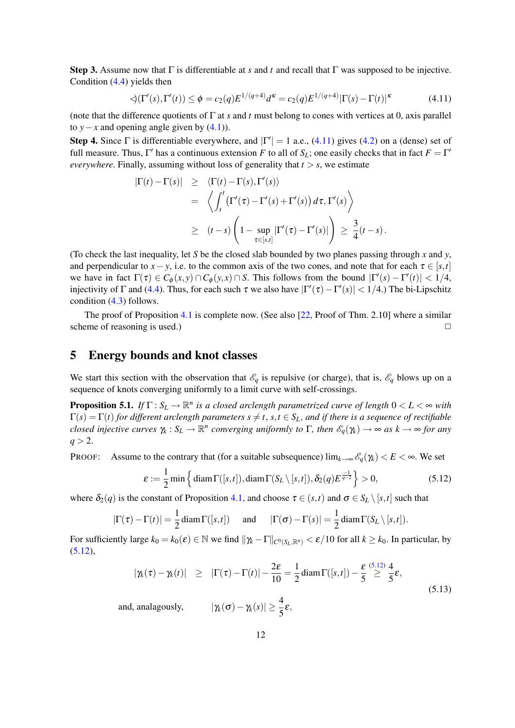**Step 3.** Assume now that $\Gamma$ is differentiable at $s$ and $t$ and recall that $\Gamma$ was supposed to be injective. Condition (4.4) yields then

$$\sphericalangle(\Gamma'(s),\Gamma'(t)) \le \phi = c_2(q)E^{1/(q+4)}d^{\kappa} = c_2(q)E^{1/(q+4)}|\Gamma(s)-\Gamma(t)|^{\kappa} \tag{4.11}$$

(note that the difference quotients of $\Gamma$ at $s$ and $t$ must belong to cones with vertices at 0, axis parallel to $y-x$ and opening angle given by (4.1)).

**Step 4.** Since $\Gamma$ is differentiable everywhere, and $|\Gamma'|=1$ a.e., (4.11) gives (4.2) on a (dense) set of full measure. Thus, $\Gamma'$ has a continuous extension $F$ to all of $S_L$; one easily checks that in fact $F=\Gamma'$ *everywhere*. Finally, assuming without loss of generality that $t>s$, we estimate

$$\begin{aligned}
|\Gamma(t)-\Gamma(s)| &\ge \langle \Gamma(t)-\Gamma(s),\Gamma'(s)\rangle \\
&= \left\langle \int_s^t \big(\Gamma'(\tau)-\Gamma'(s)+\Gamma'(s)\big)\,d\tau,\Gamma'(s)\right\rangle \\
&\ge (t-s)\left(1-\sup_{\tau\in[s,t]}|\Gamma'(\tau)-\Gamma'(s)|\right) \ \ge\ \frac{3}{4}(t-s)\,.
\end{aligned}$$

(To check the last inequality, let $S$ be the closed slab bounded by two planes passing through $x$ and $y$, and perpendicular to $x-y$, i.e. to the common axis of the two cones, and note that for each $\tau\in[s,t]$ we have in fact $\Gamma(\tau)\in C_\phi(x,y)\cap C_\phi(y,x)\cap S$. This follows from the bound $|\Gamma'(s)-\Gamma'(t)|<1/4$, injectivity of $\Gamma$ and (4.4). Thus, for each such $\tau$ we also have $|\Gamma'(\tau)-\Gamma'(s)|<1/4$.) The bi-Lipschitz condition (4.3) follows.

The proof of Proposition 4.1 is complete now. (See also [22, Proof of Thm. 2.10] where a similar scheme of reasoning is used.) □

## 5 Energy bounds and knot classes

We start this section with the observation that $\mathscr{E}_q$ is repulsive (or charge), that is, $\mathscr{E}_q$ blows up on a sequence of knots converging uniformly to a limit curve with self-crossings.

**Proposition 5.1.** *If $\Gamma: S_L\to\mathbb{R}^n$ is a closed arclength parametrized curve of length $0<L<\infty$ with $\Gamma(s)=\Gamma(t)$ for different arclength parameters $s\neq t$, $s,t\in S_L$, and if there is a sequence of rectifiable closed injective curves $\gamma_k: S_L\to\mathbb{R}^n$ converging uniformly to $\Gamma$, then $\mathscr{E}_q(\gamma_k)\to\infty$ as $k\to\infty$ for any $q>2$.*

PROOF: Assume to the contrary that (for a suitable subsequence) $\lim_{k\to\infty}\mathscr{E}_q(\gamma_k)<E<\infty$. We set

$$\varepsilon := \frac{1}{2}\min\left\{\operatorname{diam}\Gamma([s,t]),\operatorname{diam}\Gamma(S_L\setminus[s,t]),\delta_2(q)E^{\frac{-1}{q-2}}\right\} > 0, \tag{5.12}$$

where $\delta_2(q)$ is the constant of Proposition 4.1, and choose $\tau\in(s,t)$ and $\sigma\in S_L\setminus[s,t]$ such that

$$|\Gamma(\tau)-\Gamma(t)| = \frac{1}{2}\operatorname{diam}\Gamma([s,t]) \quad\text{ and }\quad |\Gamma(\sigma)-\Gamma(s)| = \frac{1}{2}\operatorname{diam}\Gamma(S_L\setminus[s,t]).$$

For sufficiently large $k_0=k_0(\varepsilon)\in\mathbb{N}$ we find $\|\gamma_k-\Gamma\|_{C^0(S_L,\mathbb{R}^n)}<\varepsilon/10$ for all $k\ge k_0$. In particular, by (5.12),

$$\begin{aligned}
|\gamma_k(\tau)-\gamma_k(t)| &\ge |\Gamma(\tau)-\Gamma(t)| - \frac{2\varepsilon}{10} = \frac{1}{2}\operatorname{diam}\Gamma([s,t]) - \frac{\varepsilon}{5} \overset{(5.12)}{\ge} \frac{4}{5}\varepsilon, \\
\text{and, analagously,} \qquad &|\gamma_k(\sigma)-\gamma_k(s)| \ge \frac{4}{5}\varepsilon,
\end{aligned} \tag{5.13}$$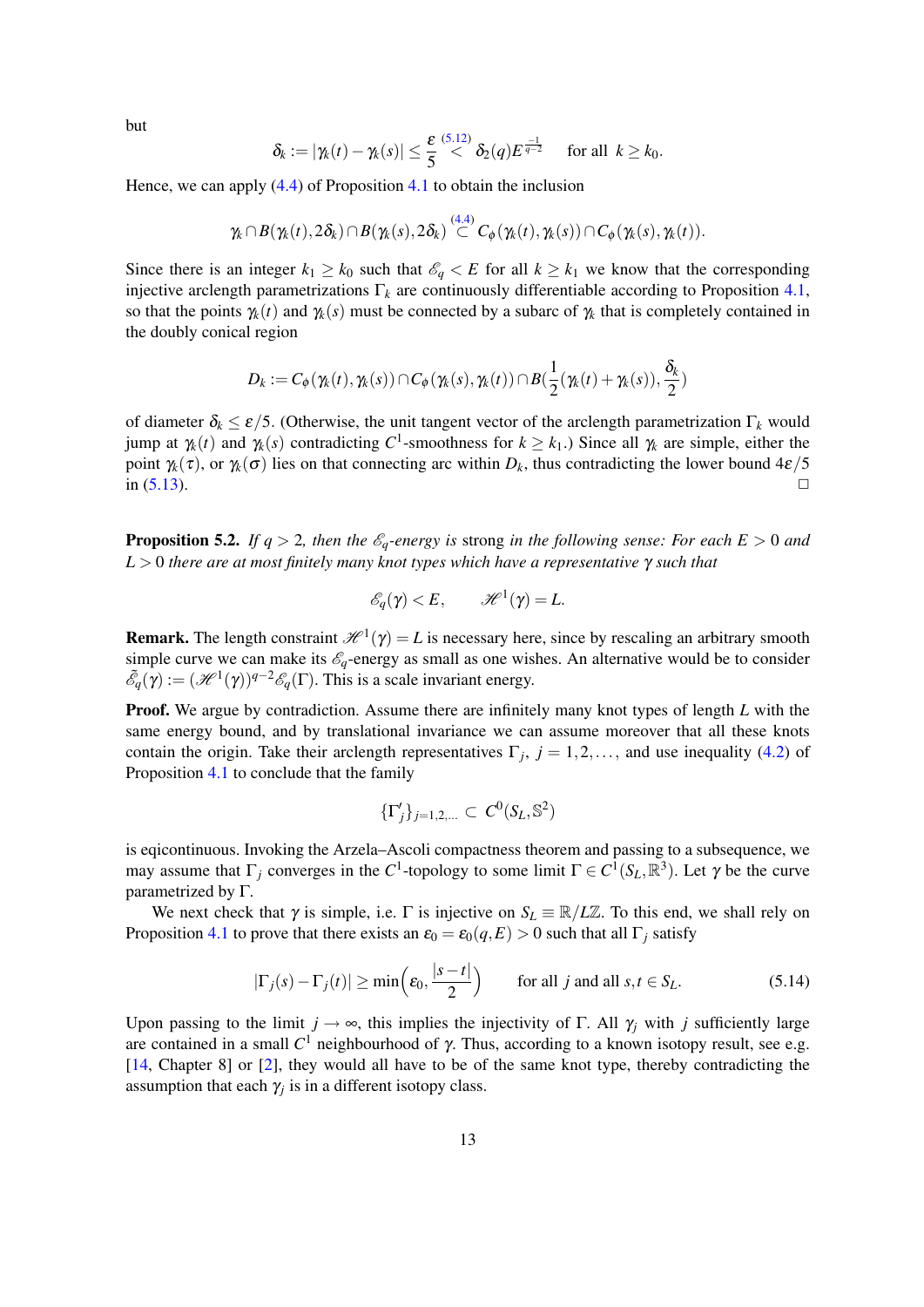but

$$\delta_k := |\gamma_k(t) - \gamma_k(s)| \le \frac{\varepsilon}{5} \overset{(5.12)}{<} \delta_2(q) E^{\frac{-1}{q-2}} \quad \text{for all } \ k \ge k_0.$$

Hence, we can apply (4.4) of Proposition 4.1 to obtain the inclusion

$$\gamma_k \cap B(\gamma_k(t), 2\delta_k) \cap B(\gamma_k(s), 2\delta_k) \overset{(4.4)}{\subset} C_\phi(\gamma_k(t), \gamma_k(s)) \cap C_\phi(\gamma_k(s), \gamma_k(t)).$$

Since there is an integer $k_1 \ge k_0$ such that $\mathscr{E}_q < E$ for all $k \ge k_1$ we know that the corresponding injective arclength parametrizations $\Gamma_k$ are continuously differentiable according to Proposition 4.1, so that the points $\gamma_k(t)$ and $\gamma_k(s)$ must be connected by a subarc of $\gamma_k$ that is completely contained in the doubly conical region

$$D_k := C_\phi(\gamma_k(t), \gamma_k(s)) \cap C_\phi(\gamma_k(s), \gamma_k(t)) \cap B(\frac{1}{2}(\gamma_k(t) + \gamma_k(s)), \frac{\delta_k}{2})$$

of diameter $\delta_k \le \varepsilon/5$. (Otherwise, the unit tangent vector of the arclength parametrization $\Gamma_k$ would jump at $\gamma_k(t)$ and $\gamma_k(s)$ contradicting $C^1$-smoothness for $k \ge k_1$.) Since all $\gamma_k$ are simple, either the point $\gamma_k(\tau)$, or $\gamma_k(\sigma)$ lies on that connecting arc within $D_k$, thus contradicting the lower bound $4\varepsilon/5$ in (5.13). □

**Proposition 5.2.** *If $q > 2$, then the $\mathscr{E}_q$-energy is* strong *in the following sense: For each $E > 0$ and $L > 0$ there are at most finitely many knot types which have a representative $\gamma$ such that*

$$\mathscr{E}_q(\gamma) < E, \qquad \mathscr{H}^1(\gamma) = L.$$

**Remark.** The length constraint $\mathscr{H}^1(\gamma) = L$ is necessary here, since by rescaling an arbitrary smooth simple curve we can make its $\mathscr{E}_q$-energy as small as one wishes. An alternative would be to consider $\tilde{\mathscr{E}}_q(\gamma) := (\mathscr{H}^1(\gamma))^{q-2}\mathscr{E}_q(\Gamma)$. This is a scale invariant energy.

**Proof.** We argue by contradiction. Assume there are infinitely many knot types of length $L$ with the same energy bound, and by translational invariance we can assume moreover that all these knots contain the origin. Take their arclength representatives $\Gamma_j$, $j = 1, 2, \ldots$, and use inequality (4.2) of Proposition 4.1 to conclude that the family

$$\{\Gamma_j'\}_{j=1,2,\ldots} \subset C^0(S_L, \mathbb{S}^2)$$

is eqicontinuous. Invoking the Arzela–Ascoli compactness theorem and passing to a subsequence, we may assume that $\Gamma_j$ converges in the $C^1$-topology to some limit $\Gamma \in C^1(S_L, \mathbb{R}^3)$. Let $\gamma$ be the curve parametrized by $\Gamma$.

We next check that $\gamma$ is simple, i.e. $\Gamma$ is injective on $S_L \equiv \mathbb{R}/L\mathbb{Z}$. To this end, we shall rely on Proposition 4.1 to prove that there exists an $\varepsilon_0 = \varepsilon_0(q, E) > 0$ such that all $\Gamma_j$ satisfy

$$|\Gamma_j(s) - \Gamma_j(t)| \ge \min\Big(\varepsilon_0, \frac{|s-t|}{2}\Big) \qquad \text{for all } j \text{ and all } s, t \in S_L. \tag{5.14}$$

Upon passing to the limit $j \to \infty$, this implies the injectivity of $\Gamma$. All $\gamma_j$ with $j$ sufficiently large are contained in a small $C^1$ neighbourhood of $\gamma$. Thus, according to a known isotopy result, see e.g. [14, Chapter 8] or [2], they would all have to be of the same knot type, thereby contradicting the assumption that each $\gamma_j$ is in a different isotopy class.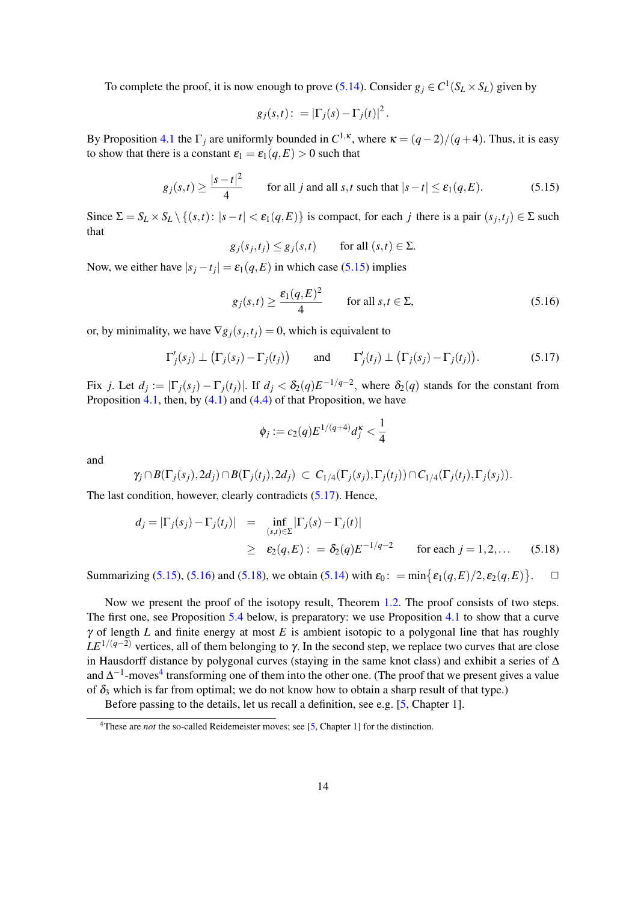To complete the proof, it is now enough to prove (5.14). Consider $g_j \in C^1(S_L \times S_L)$ given by

$$g_j(s,t) :\, = |\Gamma_j(s) - \Gamma_j(t)|^2 .$$

By Proposition 4.1 the $\Gamma_j$ are uniformly bounded in $C^{1,\kappa}$, where $\kappa = (q-2)/(q+4)$. Thus, it is easy to show that there is a constant $\varepsilon_1 = \varepsilon_1(q,E) > 0$ such that

$$g_j(s,t) \geq \frac{|s-t|^2}{4} \qquad \text{for all } j \text{ and all } s,t \text{ such that } |s-t| \leq \varepsilon_1(q,E). \tag{5.15}$$

Since $\Sigma = S_L \times S_L \setminus \{(s,t)\colon |s-t| < \varepsilon_1(q,E)\}$ is compact, for each $j$ there is a pair $(s_j,t_j) \in \Sigma$ such that

$$g_j(s_j,t_j) \leq g_j(s,t) \qquad \text{for all } (s,t) \in \Sigma.$$

Now, we either have $|s_j - t_j| = \varepsilon_1(q,E)$ in which case (5.15) implies

$$g_j(s,t) \geq \frac{\varepsilon_1(q,E)^2}{4} \qquad \text{for all } s,t \in \Sigma, \tag{5.16}$$

or, by minimality, we have $\nabla g_j(s_j,t_j) = 0$, which is equivalent to

$$\Gamma_j'(s_j) \perp \big(\Gamma_j(s_j) - \Gamma_j(t_j)\big) \qquad \text{and} \qquad \Gamma_j'(t_j) \perp \big(\Gamma_j(s_j) - \Gamma_j(t_j)\big). \tag{5.17}$$

Fix $j$. Let $d_j := |\Gamma_j(s_j) - \Gamma_j(t_j)|$. If $d_j < \delta_2(q)E^{-1/q-2}$, where $\delta_2(q)$ stands for the constant from Proposition 4.1, then, by (4.1) and (4.4) of that Proposition, we have

$$\phi_j := c_2(q)E^{1/(q+4)}d_j^{\kappa} < \frac{1}{4}$$

and

$$\gamma_j \cap B(\Gamma_j(s_j), 2d_j) \cap B(\Gamma_j(t_j), 2d_j) \;\subset\; C_{1/4}(\Gamma_j(s_j), \Gamma_j(t_j)) \cap C_{1/4}(\Gamma_j(t_j), \Gamma_j(s_j)).$$

The last condition, however, clearly contradicts (5.17). Hence,

$$\begin{aligned} d_j = |\Gamma_j(s_j) - \Gamma_j(t_j)| \quad &= \quad \inf_{(s,t)\in\Sigma} |\Gamma_j(s) - \Gamma_j(t)| \\ &\geq \quad \varepsilon_2(q,E) :\, = \delta_2(q)E^{-1/q-2} \qquad \text{for each } j = 1,2,\ldots \end{aligned} \tag{5.18}$$

Summarizing (5.15), (5.16) and (5.18), we obtain (5.14) with $\varepsilon_0 :\, = \min\{\varepsilon_1(q,E)/2, \varepsilon_2(q,E)\}$. $\square$

Now we present the proof of the isotopy result, Theorem 1.2. The proof consists of two steps. The first one, see Proposition 5.4 below, is preparatory: we use Proposition 4.1 to show that a curve $\gamma$ of length $L$ and finite energy at most $E$ is ambient isotopic to a polygonal line that has roughly $LE^{1/(q-2)}$ vertices, all of them belonging to $\gamma$. In the second step, we replace two curves that are close in Hausdorff distance by polygonal curves (staying in the same knot class) and exhibit a series of $\Delta$ and $\Delta^{-1}$-moves[4] transforming one of them into the other one. (The proof that we present gives a value of $\delta_3$ which is far from optimal; we do not know how to obtain a sharp result of that type.)

Before passing to the details, let us recall a definition, see e.g. [5, Chapter 1].

[4] These are *not* the so-called Reidemeister moves; see [5, Chapter 1] for the distinction.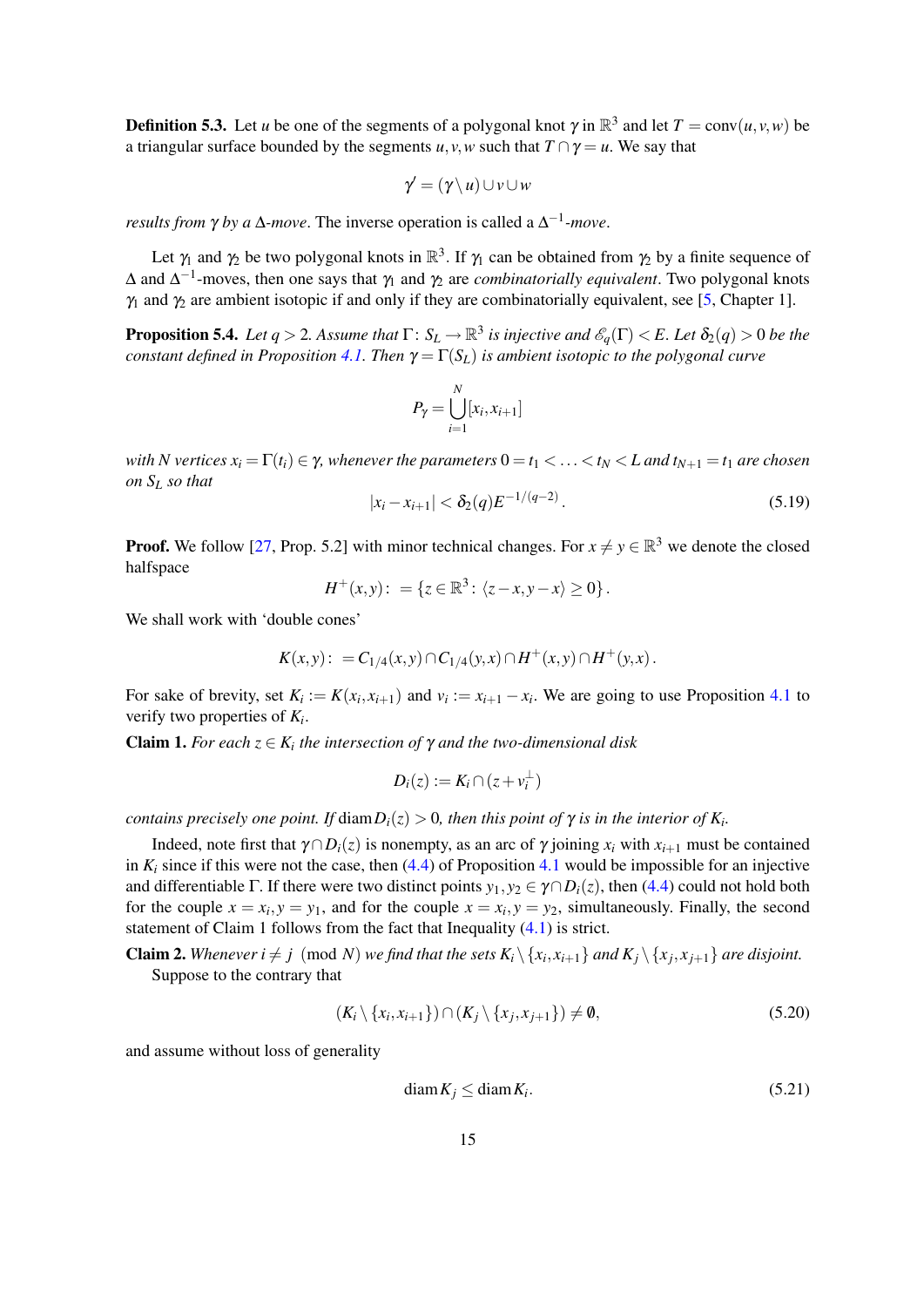**Definition 5.3.** Let $u$ be one of the segments of a polygonal knot $\gamma$ in $\mathbb{R}^3$ and let $T = \text{conv}(u,v,w)$ be a triangular surface bounded by the segments $u,v,w$ such that $T\cap\gamma = u$. We say that

$$\gamma' = (\gamma\setminus u)\cup v\cup w$$

*results from* $\gamma$ *by a* $\Delta$*-move*. The inverse operation is called a $\Delta^{-1}$*-move*.

Let $\gamma_1$ and $\gamma_2$ be two polygonal knots in $\mathbb{R}^3$. If $\gamma_1$ can be obtained from $\gamma_2$ by a finite sequence of $\Delta$ and $\Delta^{-1}$-moves, then one says that $\gamma_1$ and $\gamma_2$ are *combinatorially equivalent*. Two polygonal knots $\gamma_1$ and $\gamma_2$ are ambient isotopic if and only if they are combinatorially equivalent, see [5, Chapter 1].

**Proposition 5.4.** *Let $q>2$. Assume that $\Gamma\colon S_L\to\mathbb{R}^3$ is injective and $\mathscr{E}_q(\Gamma)<E$. Let $\delta_2(q)>0$ be the constant defined in Proposition 4.1. Then $\gamma=\Gamma(S_L)$ is ambient isotopic to the polygonal curve*

$$P_\gamma = \bigcup_{i=1}^{N}[x_i,x_{i+1}]$$

*with $N$ vertices $x_i=\Gamma(t_i)\in\gamma$, whenever the parameters $0=t_1<\ldots<t_N<L$ and $t_{N+1}=t_1$ are chosen on $S_L$ so that*

$$|x_i-x_{i+1}|<\delta_2(q)E^{-1/(q-2)}. \tag{5.19}$$

**Proof.** We follow [27, Prop. 5.2] with minor technical changes. For $x\neq y\in\mathbb{R}^3$ we denote the closed halfspace

$$H^+(x,y)\colon=\{z\in\mathbb{R}^3\colon \langle z-x,y-x\rangle\geq 0\}.$$

We shall work with 'double cones'

$$K(x,y)\colon=C_{1/4}(x,y)\cap C_{1/4}(y,x)\cap H^+(x,y)\cap H^+(y,x).$$

For sake of brevity, set $K_i:=K(x_i,x_{i+1})$ and $v_i:=x_{i+1}-x_i$. We are going to use Proposition 4.1 to verify two properties of $K_i$.

**Claim 1.** *For each $z\in K_i$ the intersection of $\gamma$ and the two-dimensional disk*

$$D_i(z):=K_i\cap(z+v_i^\perp)$$

*contains precisely one point. If $\operatorname{diam} D_i(z)>0$, then this point of $\gamma$ is in the interior of $K_i$.*

Indeed, note first that $\gamma\cap D_i(z)$ is nonempty, as an arc of $\gamma$ joining $x_i$ with $x_{i+1}$ must be contained in $K_i$ since if this were not the case, then (4.4) of Proposition 4.1 would be impossible for an injective and differentiable $\Gamma$. If there were two distinct points $y_1,y_2\in\gamma\cap D_i(z)$, then (4.4) could not hold both for the couple $x=x_i,y=y_1$, and for the couple $x=x_i,y=y_2$, simultaneously. Finally, the second statement of Claim 1 follows from the fact that Inequality (4.1) is strict.

**Claim 2.** *Whenever $i\neq j \pmod N$ we find that the sets $K_i\setminus\{x_i,x_{i+1}\}$ and $K_j\setminus\{x_j,x_{j+1}\}$ are disjoint.*

Suppose to the contrary that

$$(K_i\setminus\{x_i,x_{i+1}\})\cap(K_j\setminus\{x_j,x_{j+1}\})\neq\emptyset, \tag{5.20}$$

and assume without loss of generality

$$\operatorname{diam} K_j\leq\operatorname{diam} K_i. \tag{5.21}$$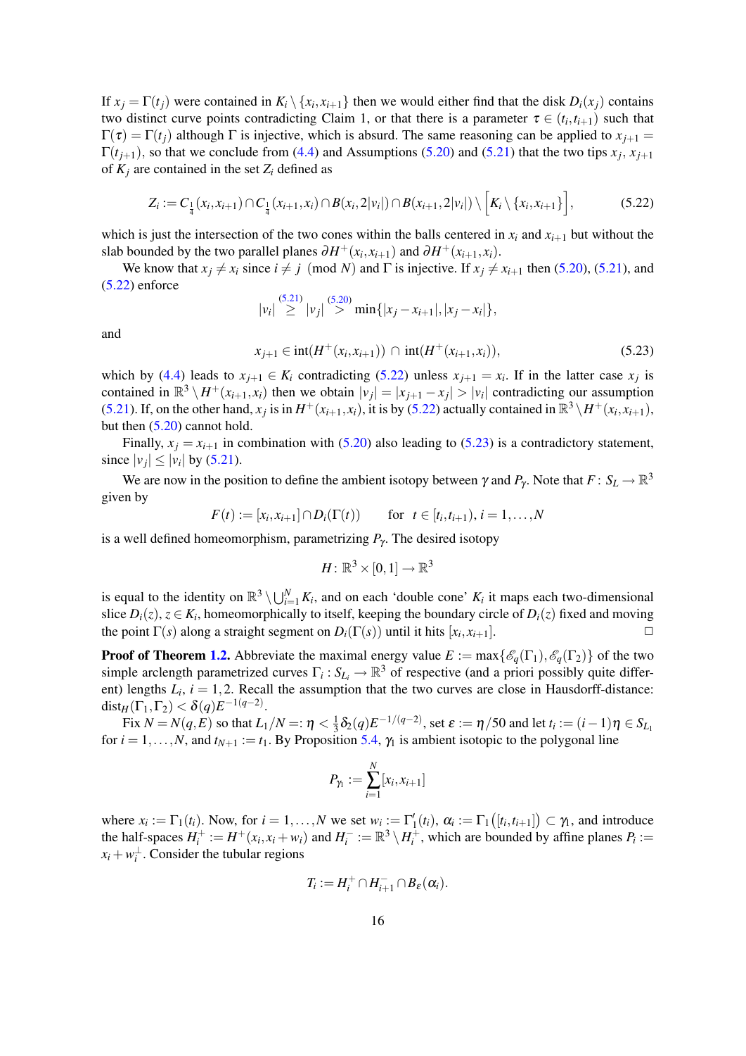If $x_j = \Gamma(t_j)$ were contained in $K_i \setminus \{x_i, x_{i+1}\}$ then we would either find that the disk $D_i(x_j)$ contains two distinct curve points contradicting Claim 1, or that there is a parameter $\tau \in (t_i, t_{i+1})$ such that $\Gamma(\tau) = \Gamma(t_j)$ although $\Gamma$ is injective, which is absurd. The same reasoning can be applied to $x_{j+1} = \Gamma(t_{j+1})$, so that we conclude from (4.4) and Assumptions (5.20) and (5.21) that the two tips $x_j$, $x_{j+1}$ of $K_j$ are contained in the set $Z_i$ defined as

$$Z_i := C_{\frac{1}{4}}(x_i, x_{i+1}) \cap C_{\frac{1}{4}}(x_{i+1}, x_i) \cap B(x_i, 2|v_i|) \cap B(x_{i+1}, 2|v_i|) \setminus \Big[ K_i \setminus \{x_i, x_{i+1}\} \Big], \tag{5.22}$$

which is just the intersection of the two cones within the balls centered in $x_i$ and $x_{i+1}$ but without the slab bounded by the two parallel planes $\partial H^+(x_i, x_{i+1})$ and $\partial H^+(x_{i+1}, x_i)$.

We know that $x_j \neq x_i$ since $i \neq j \pmod N$ and $\Gamma$ is injective. If $x_j \neq x_{i+1}$ then (5.20), (5.21), and (5.22) enforce

$$|v_i| \overset{(5.21)}{\geq} |v_j| \overset{(5.20)}{>} \min\{|x_j - x_{i+1}|, |x_j - x_i|\},$$

and

$$x_{j+1} \in \mathrm{int}(H^+(x_i, x_{i+1})) \cap \mathrm{int}(H^+(x_{i+1}, x_i)), \tag{5.23}$$

which by (4.4) leads to $x_{j+1} \in K_i$ contradicting (5.22) unless $x_{j+1} = x_i$. If in the latter case $x_j$ is contained in $\mathbb{R}^3 \setminus H^+(x_{i+1}, x_i)$ then we obtain $|v_j| = |x_{j+1} - x_j| > |v_i|$ contradicting our assumption (5.21). If, on the other hand, $x_j$ is in $H^+(x_{i+1}, x_i)$, it is by (5.22) actually contained in $\mathbb{R}^3 \setminus H^+(x_i, x_{i+1})$, but then (5.20) cannot hold.

Finally, $x_j = x_{i+1}$ in combination with (5.20) also leading to (5.23) is a contradictory statement, since $|v_j| \leq |v_i|$ by (5.21).

We are now in the position to define the ambient isotopy between $\gamma$ and $P_\gamma$. Note that $F\colon S_L \to \mathbb{R}^3$ given by

$$F(t) := [x_i, x_{i+1}] \cap D_i(\Gamma(t)) \qquad \text{for } \; t \in [t_i, t_{i+1}),\, i = 1, \ldots, N$$

is a well defined homeomorphism, parametrizing $P_\gamma$. The desired isotopy

$$H\colon \mathbb{R}^3 \times [0,1] \to \mathbb{R}^3$$

is equal to the identity on $\mathbb{R}^3 \setminus \bigcup_{i=1}^N K_i$, and on each 'double cone' $K_i$ it maps each two-dimensional slice $D_i(z)$, $z \in K_i$, homeomorphically to itself, keeping the boundary circle of $D_i(z)$ fixed and moving the point $\Gamma(s)$ along a straight segment on $D_i(\Gamma(s))$ until it hits $[x_i, x_{i+1}]$. $\square$

**Proof of Theorem 1.2.** Abbreviate the maximal energy value $E := \max\{\mathscr{E}_q(\Gamma_1), \mathscr{E}_q(\Gamma_2)\}$ of the two simple arclength parametrized curves $\Gamma_i\colon S_{L_i} \to \mathbb{R}^3$ of respective (and a priori possibly quite different) lengths $L_i$, $i = 1, 2$. Recall the assumption that the two curves are close in Hausdorff-distance: $\mathrm{dist}_H(\Gamma_1, \Gamma_2) < \delta(q) E^{-1(q-2)}$.

Fix $N = N(q, E)$ so that $L_1/N =: \eta < \frac{1}{3}\delta_2(q) E^{-1/(q-2)}$, set $\varepsilon := \eta/50$ and let $t_i := (i-1)\eta \in S_{L_1}$ for $i = 1, \ldots, N$, and $t_{N+1} := t_1$. By Proposition 5.4, $\gamma_1$ is ambient isotopic to the polygonal line

$$P_{\gamma_1} := \sum_{i=1}^N [x_i, x_{i+1}]$$

where $x_i := \Gamma_1(t_i)$. Now, for $i = 1, \ldots, N$ we set $w_i := \Gamma_1'(t_i)$, $\alpha_i := \Gamma_1\big([t_i, t_{i+1}]\big) \subset \gamma_1$, and introduce the half-spaces $H_i^+ := H^+(x_i, x_i + w_i)$ and $H_i^- := \mathbb{R}^3 \setminus H_i^+$, which are bounded by affine planes $P_i := x_i + w_i^\perp$. Consider the tubular regions

$$T_i := H_i^+ \cap H_{i+1}^- \cap B_\varepsilon(\alpha_i).$$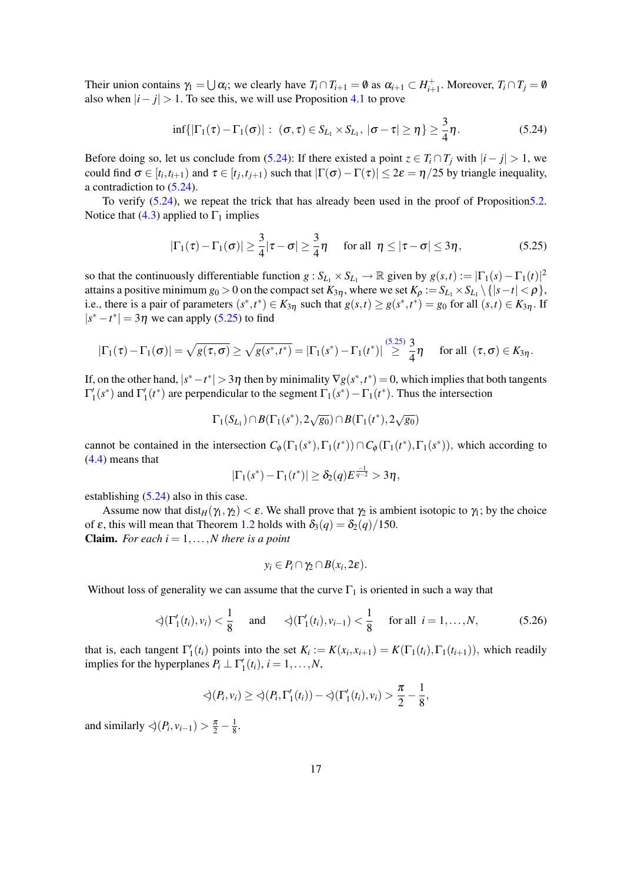Their union contains $\gamma_1 = \bigcup \alpha_i$; we clearly have $T_i \cap T_{i+1} = \emptyset$ as $\alpha_{i+1} \subset H^+_{i+1}$. Moreover, $T_i \cap T_j = \emptyset$ also when $|i-j| > 1$. To see this, we will use Proposition 4.1 to prove

$$\inf\{|\Gamma_1(\tau) - \Gamma_1(\sigma)| : (\sigma,\tau) \in S_{L_1} \times S_{L_1}, |\sigma - \tau| \geq \eta\} \geq \frac{3}{4}\eta. \tag{5.24}$$

Before doing so, let us conclude from (5.24): If there existed a point $z \in T_i \cap T_j$ with $|i-j| > 1$, we could find $\sigma \in [t_i, t_{i+1})$ and $\tau \in [t_j, t_{j+1})$ such that $|\Gamma(\sigma) - \Gamma(\tau)| \leq 2\varepsilon = \eta/25$ by triangle inequality, a contradiction to (5.24).

To verify (5.24), we repeat the trick that has already been used in the proof of Proposition5.2. Notice that (4.3) applied to $\Gamma_1$ implies

$$|\Gamma_1(\tau) - \Gamma_1(\sigma)| \geq \frac{3}{4}|\tau - \sigma| \geq \frac{3}{4}\eta \quad \text{for all } \eta \leq |\tau - \sigma| \leq 3\eta, \tag{5.25}$$

so that the continuously differentiable function $g : S_{L_1} \times S_{L_1} \to \mathbb{R}$ given by $g(s,t) := |\Gamma_1(s) - \Gamma_1(t)|^2$ attains a positive minimum $g_0 > 0$ on the compact set $K_{3\eta}$, where we set $K_\rho := S_{L_1} \times S_{L_1} \setminus \{|s-t| < \rho\}$, i.e., there is a pair of parameters $(s^*, t^*) \in K_{3\eta}$ such that $g(s,t) \geq g(s^*,t^*) = g_0$ for all $(s,t) \in K_{3\eta}$. If $|s^* - t^*| = 3\eta$ we can apply (5.25) to find

$$|\Gamma_1(\tau) - \Gamma_1(\sigma)| = \sqrt{g(\tau,\sigma)} \geq \sqrt{g(s^*,t^*)} = |\Gamma_1(s^*) - \Gamma_1(t^*)| \overset{(5.25)}{\geq} \frac{3}{4}\eta \quad \text{for all } (\tau,\sigma) \in K_{3\eta}.$$

If, on the other hand, $|s^* - t^*| > 3\eta$ then by minimality $\nabla g(s^*,t^*) = 0$, which implies that both tangents $\Gamma_1'(s^*)$ and $\Gamma_1'(t^*)$ are perpendicular to the segment $\Gamma_1(s^*) - \Gamma_1(t^*)$. Thus the intersection

$$\Gamma_1(S_{L_1}) \cap B(\Gamma_1(s^*), 2\sqrt{g_0}) \cap B(\Gamma_1(t^*), 2\sqrt{g_0})$$

cannot be contained in the intersection $C_\phi(\Gamma_1(s^*), \Gamma_1(t^*)) \cap C_\phi(\Gamma_1(t^*), \Gamma_1(s^*))$, which according to (4.4) means that

$$|\Gamma_1(s^*) - \Gamma_1(t^*)| \geq \delta_2(q) E^{\frac{-1}{q-2}} > 3\eta,$$

establishing (5.24) also in this case.

Assume now that $\mathrm{dist}_H(\gamma_1, \gamma_2) < \varepsilon$. We shall prove that $\gamma_2$ is ambient isotopic to $\gamma_1$; by the choice of $\varepsilon$, this will mean that Theorem 1.2 holds with $\delta_3(q) = \delta_2(q)/150$.

**Claim.** *For each $i = 1, \ldots, N$ there is a point*

$$y_i \in P_i \cap \gamma_2 \cap B(x_i, 2\varepsilon).$$

Without loss of generality we can assume that the curve $\Gamma_1$ is oriented in such a way that

$$\sphericalangle(\Gamma_1'(t_i), v_i) < \frac{1}{8} \quad \text{and} \quad \sphericalangle(\Gamma_1'(t_i), v_{i-1}) < \frac{1}{8} \quad \text{for all } i = 1, \ldots, N, \tag{5.26}$$

that is, each tangent $\Gamma_1'(t_i)$ points into the set $K_i := K(x_i, x_{i+1}) = K(\Gamma_1(t_i), \Gamma_1(t_{i+1}))$, which readily implies for the hyperplanes $P_i \perp \Gamma_1'(t_i)$, $i = 1, \ldots, N$,

$$\sphericalangle(P_i, v_i) \geq \sphericalangle(P_i, \Gamma_1'(t_i)) - \sphericalangle(\Gamma_1'(t_i), v_i) > \frac{\pi}{2} - \frac{1}{8},$$

and similarly $\sphericalangle(P_i, v_{i-1}) > \frac{\pi}{2} - \frac{1}{8}$.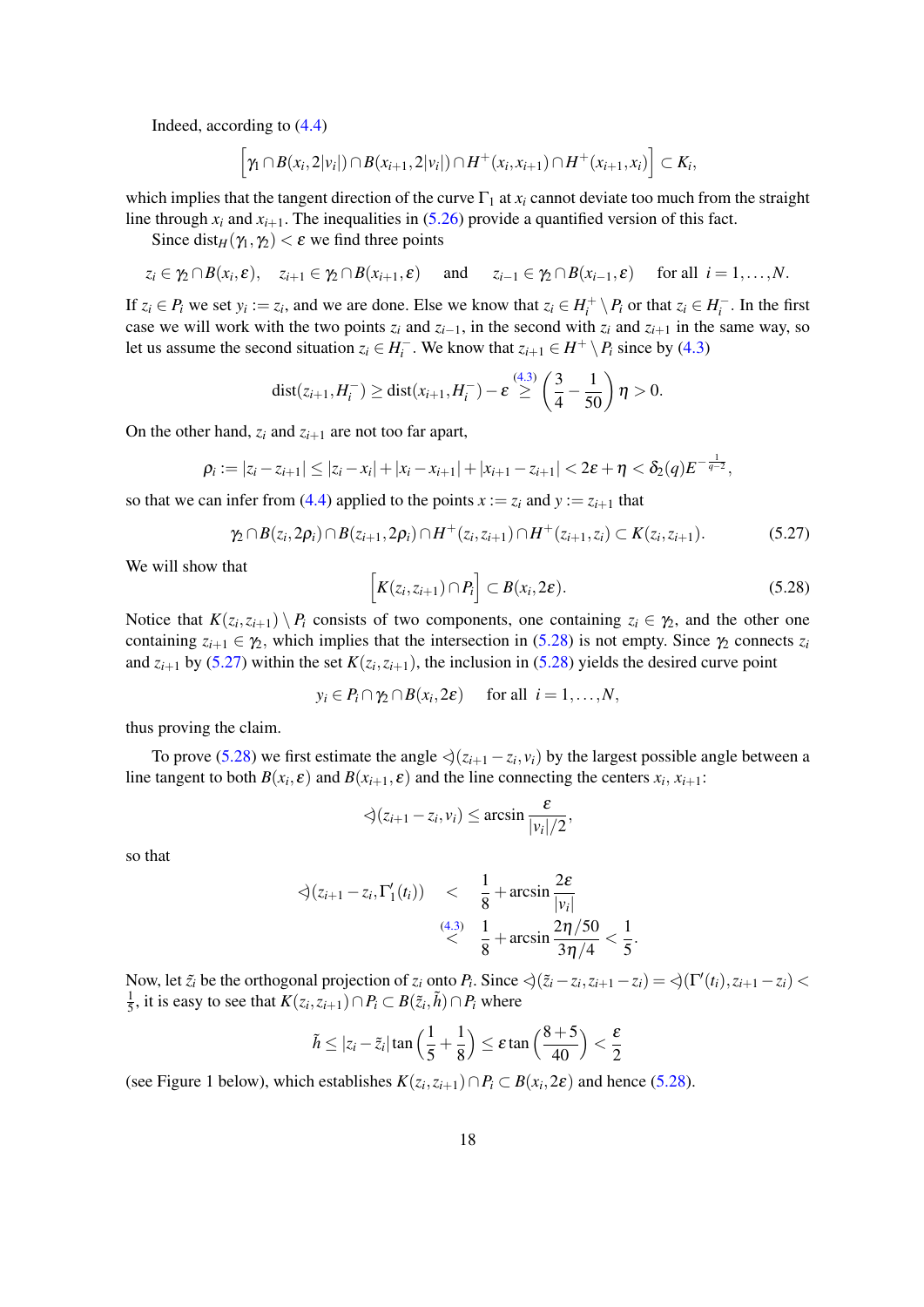Indeed, according to (4.4)

$$\Big[\gamma_1 \cap B(x_i, 2|v_i|) \cap B(x_{i+1}, 2|v_i|) \cap H^+(x_i, x_{i+1}) \cap H^+(x_{i+1}, x_i)\Big] \subset K_i,$$

which implies that the tangent direction of the curve $\Gamma_1$ at $x_i$ cannot deviate too much from the straight line through $x_i$ and $x_{i+1}$. The inequalities in (5.26) provide a quantified version of this fact.

Since $\mathrm{dist}_H(\gamma_1, \gamma_2) < \varepsilon$ we find three points

$$z_i \in \gamma_2 \cap B(x_i, \varepsilon), \quad z_{i+1} \in \gamma_2 \cap B(x_{i+1}, \varepsilon) \quad \text{and} \quad z_{i-1} \in \gamma_2 \cap B(x_{i-1}, \varepsilon) \quad \text{for all } i = 1, \ldots, N.$$

If $z_i \in P_i$ we set $y_i := z_i$, and we are done. Else we know that $z_i \in H_i^+ \setminus P_i$ or that $z_i \in H_i^-$. In the first case we will work with the two points $z_i$ and $z_{i-1}$, in the second with $z_i$ and $z_{i+1}$ in the same way, so let us assume the second situation $z_i \in H_i^-$. We know that $z_{i+1} \in H^+ \setminus P_i$ since by (4.3)

$$\mathrm{dist}(z_{i+1}, H_i^-) \geq \mathrm{dist}(x_{i+1}, H_i^-) - \varepsilon \overset{(4.3)}{\geq} \left(\frac{3}{4} - \frac{1}{50}\right)\eta > 0.$$

On the other hand, $z_i$ and $z_{i+1}$ are not too far apart,

$$\rho_i := |z_i - z_{i+1}| \leq |z_i - x_i| + |x_i - x_{i+1}| + |x_{i+1} - z_{i+1}| < 2\varepsilon + \eta < \delta_2(q) E^{-\frac{1}{q-2}},$$

so that we can infer from (4.4) applied to the points $x := z_i$ and $y := z_{i+1}$ that

$$\gamma_2 \cap B(z_i, 2\rho_i) \cap B(z_{i+1}, 2\rho_i) \cap H^+(z_i, z_{i+1}) \cap H^+(z_{i+1}, z_i) \subset K(z_i, z_{i+1}). \tag{5.27}$$

We will show that

$$\Big[K(z_i, z_{i+1}) \cap P_i\Big] \subset B(x_i, 2\varepsilon). \tag{5.28}$$

Notice that $K(z_i, z_{i+1}) \setminus P_i$ consists of two components, one containing $z_i \in \gamma_2$, and the other one containing $z_{i+1} \in \gamma_2$, which implies that the intersection in (5.28) is not empty. Since $\gamma_2$ connects $z_i$ and $z_{i+1}$ by (5.27) within the set $K(z_i, z_{i+1})$, the inclusion in (5.28) yields the desired curve point

$$y_i \in P_i \cap \gamma_2 \cap B(x_i, 2\varepsilon) \quad \text{for all } i = 1, \ldots, N,$$

thus proving the claim.

To prove (5.28) we first estimate the angle $\sphericalangle(z_{i+1} - z_i, v_i)$ by the largest possible angle between a line tangent to both $B(x_i, \varepsilon)$ and $B(x_{i+1}, \varepsilon)$ and the line connecting the centers $x_i$, $x_{i+1}$:

$$\sphericalangle(z_{i+1} - z_i, v_i) \leq \arcsin \frac{\varepsilon}{|v_i|/2},$$

so that

$$\begin{aligned}
\sphericalangle(z_{i+1} - z_i, \Gamma_1'(t_i)) \quad &< \quad \frac{1}{8} + \arcsin \frac{2\varepsilon}{|v_i|} \\
&\overset{(4.3)}{<} \quad \frac{1}{8} + \arcsin \frac{2\eta/50}{3\eta/4} < \frac{1}{5}.
\end{aligned}$$

Now, let $\tilde{z}_i$ be the orthogonal projection of $z_i$ onto $P_i$. Since $\sphericalangle(\tilde{z}_i - z_i, z_{i+1} - z_i) = \sphericalangle(\Gamma'(t_i), z_{i+1} - z_i) < \frac{1}{5}$, it is easy to see that $K(z_i, z_{i+1}) \cap P_i \subset B(\tilde{z}_i, \tilde{h}) \cap P_i$ where

$$\tilde{h} \leq |z_i - \tilde{z}_i| \tan\left(\frac{1}{5} + \frac{1}{8}\right) \leq \varepsilon \tan\left(\frac{8+5}{40}\right) < \frac{\varepsilon}{2}$$

(see Figure 1 below), which establishes $K(z_i, z_{i+1}) \cap P_i \subset B(x_i, 2\varepsilon)$ and hence (5.28).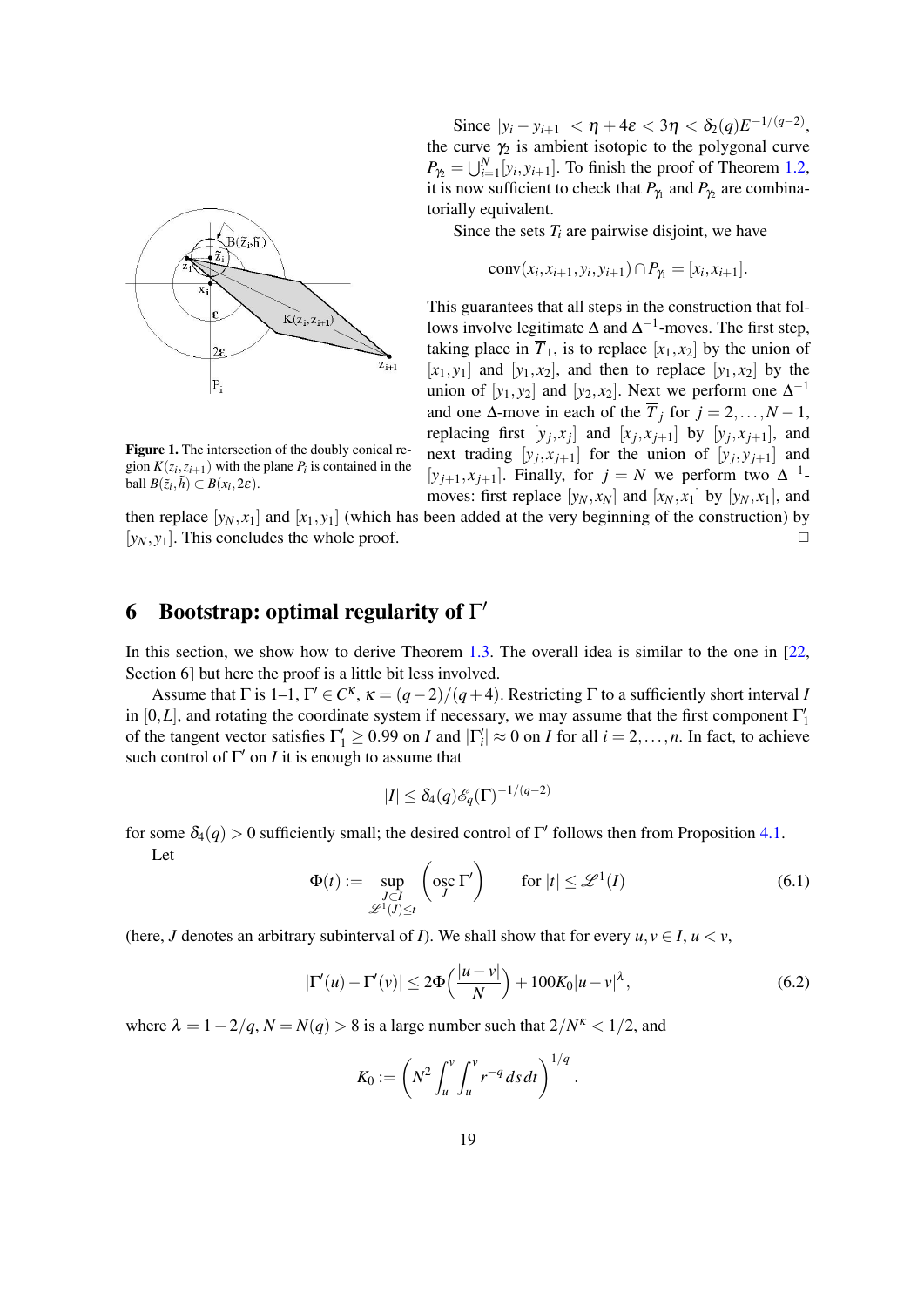Since $|y_i - y_{i+1}| < \eta + 4\varepsilon < 3\eta < \delta_2(q)E^{-1/(q-2)}$, the curve $\gamma_2$ is ambient isotopic to the polygonal curve $P_{\gamma_2} = \bigcup_{i=1}^N [y_i, y_{i+1}]$. To finish the proof of Theorem 1.2, it is now sufficient to check that $P_{\gamma_1}$ and $P_{\gamma_2}$ are combinatorially equivalent.

Since the sets $T_i$ are pairwise disjoint, we have

$$\mathrm{conv}(x_i, x_{i+1}, y_i, y_{i+1}) \cap P_{\gamma_1} = [x_i, x_{i+1}].$$

This guarantees that all steps in the construction that follows involve legitimate $\Delta$ and $\Delta^{-1}$-moves. The first step, taking place in $\overline{T}_1$, is to replace $[x_1, x_2]$ by the union of $[x_1, y_1]$ and $[y_1, x_2]$, and then to replace $[y_1, x_2]$ by the union of $[y_1, y_2]$ and $[y_2, x_2]$. Next we perform one $\Delta^{-1}$ and one $\Delta$-move in each of the $\overline{T}_j$ for $j = 2, \ldots, N-1$, replacing first $[y_j, x_j]$ and $[x_j, x_{j+1}]$ by $[y_j, x_{j+1}]$, and next trading $[y_j, x_{j+1}]$ for the union of $[y_j, y_{j+1}]$ and $[y_{j+1}, x_{j+1}]$. Finally, for $j = N$ we perform two $\Delta^{-1}$-moves: first replace $[y_N, x_N]$ and $[x_N, x_1]$ by $[y_N, x_1]$, and then replace $[y_N, x_1]$ and $[x_1, y_1]$ (which has been added at the very beginning of the construction) by $[y_N, y_1]$. This concludes the whole proof. □

**Figure 1.** The intersection of the doubly conical region $K(z_i, z_{i+1})$ with the plane $P_i$ is contained in the ball $B(\tilde{z}_i, \tilde{h}) \subset B(x_i, 2\varepsilon)$.

## 6 Bootstrap: optimal regularity of $\Gamma'$

In this section, we show how to derive Theorem 1.3. The overall idea is similar to the one in [22, Section 6] but here the proof is a little bit less involved.

Assume that $\Gamma$ is 1–1, $\Gamma' \in C^\kappa$, $\kappa = (q-2)/(q+4)$. Restricting $\Gamma$ to a sufficiently short interval $I$ in $[0, L]$, and rotating the coordinate system if necessary, we may assume that the first component $\Gamma_1'$ of the tangent vector satisfies $\Gamma_1' \geq 0.99$ on $I$ and $|\Gamma_i'| \approx 0$ on $I$ for all $i = 2, \ldots, n$. In fact, to achieve such control of $\Gamma'$ on $I$ it is enough to assume that

$$|I| \leq \delta_4(q)\mathscr{E}_q(\Gamma)^{-1/(q-2)}$$

for some $\delta_4(q) > 0$ sufficiently small; the desired control of $\Gamma'$ follows then from Proposition 4.1.

Let

$$\Phi(t) := \sup_{\substack{J \subset I \\ \mathscr{L}^1(J) \leq t}} \left( \operatorname*{osc}_J \Gamma' \right) \qquad \text{for } |t| \leq \mathscr{L}^1(I) \tag{6.1}$$

(here, $J$ denotes an arbitrary subinterval of $I$). We shall show that for every $u, v \in I$, $u < v$,

$$|\Gamma'(u) - \Gamma'(v)| \leq 2\Phi\Big(\frac{|u-v|}{N}\Big) + 100K_0|u-v|^\lambda, \tag{6.2}$$

where $\lambda = 1 - 2/q$, $N = N(q) > 8$ is a large number such that $2/N^\kappa < 1/2$, and

$$K_0 := \left( N^2 \int_u^v \int_u^v r^{-q}\, ds\, dt \right)^{1/q}.$$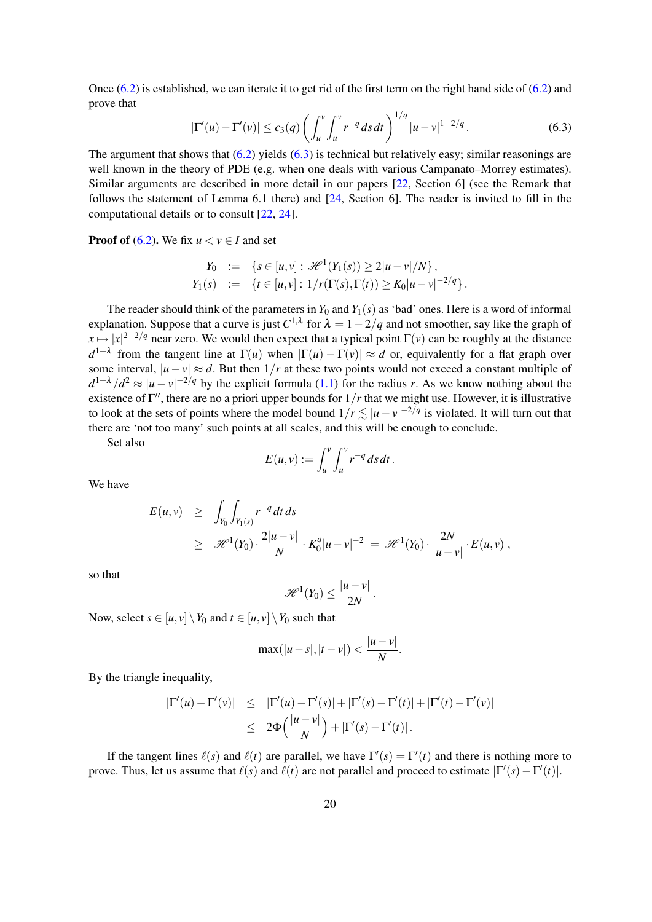Once (6.2) is established, we can iterate it to get rid of the first term on the right hand side of (6.2) and prove that

$$|\Gamma'(u)-\Gamma'(v)|\le c_3(q)\left(\int_u^v\int_u^v r^{-q}\,ds\,dt\right)^{1/q}|u-v|^{1-2/q}. \tag{6.3}$$

The argument that shows that (6.2) yields (6.3) is technical but relatively easy; similar reasonings are well known in the theory of PDE (e.g. when one deals with various Campanato–Morrey estimates). Similar arguments are described in more detail in our papers [22, Section 6] (see the Remark that follows the statement of Lemma 6.1 there) and [24, Section 6]. The reader is invited to fill in the computational details or to consult [22, 24].

**Proof of (6.2).** We fix $u<v\in I$ and set

$$\begin{aligned} Y_0 &:= \{s\in[u,v]:\ \mathscr{H}^1(Y_1(s))\ge 2|u-v|/N\},\\ Y_1(s) &:= \{t\in[u,v]:\ 1/r(\Gamma(s),\Gamma(t))\ge K_0|u-v|^{-2/q}\}. \end{aligned}$$

The reader should think of the parameters in $Y_0$ and $Y_1(s)$ as 'bad' ones. Here is a word of informal explanation. Suppose that a curve is just $C^{1,\lambda}$ for $\lambda=1-2/q$ and not smoother, say like the graph of $x\mapsto|x|^{2-2/q}$ near zero. We would then expect that a typical point $\Gamma(v)$ can be roughly at the distance $d^{1+\lambda}$ from the tangent line at $\Gamma(u)$ when $|\Gamma(u)-\Gamma(v)|\approx d$ or, equivalently for a flat graph over some interval, $|u-v|\approx d$. But then $1/r$ at these two points would not exceed a constant multiple of $d^{1+\lambda}/d^2\approx|u-v|^{-2/q}$ by the explicit formula (1.1) for the radius $r$. As we know nothing about the existence of $\Gamma''$, there are no a priori upper bounds for $1/r$ that we might use. However, it is illustrative to look at the sets of points where the model bound $1/r\lesssim|u-v|^{-2/q}$ is violated. It will turn out that there are 'not too many' such points at all scales, and this will be enough to conclude.

Set also

$$E(u,v):=\int_u^v\int_u^v r^{-q}\,ds\,dt\,.$$

We have

$$\begin{aligned} E(u,v) &\ge \int_{Y_0}\int_{Y_1(s)} r^{-q}\,dt\,ds\\ &\ge \mathscr{H}^1(Y_0)\cdot\frac{2|u-v|}{N}\cdot K_0^q|u-v|^{-2} \;=\; \mathscr{H}^1(Y_0)\cdot\frac{2N}{|u-v|}\cdot E(u,v)\,, \end{aligned}$$

so that

$$\mathscr{H}^1(Y_0)\le\frac{|u-v|}{2N}\,.$$

Now, select $s\in[u,v]\setminus Y_0$ and $t\in[u,v]\setminus Y_0$ such that

$$\max(|u-s|,|t-v|)<\frac{|u-v|}{N}.$$

By the triangle inequality,

$$\begin{aligned} |\Gamma'(u)-\Gamma'(v)| &\le |\Gamma'(u)-\Gamma'(s)|+|\Gamma'(s)-\Gamma'(t)|+|\Gamma'(t)-\Gamma'(v)|\\ &\le 2\Phi\Big(\frac{|u-v|}{N}\Big)+|\Gamma'(s)-\Gamma'(t)|\,. \end{aligned}$$

If the tangent lines $\ell(s)$ and $\ell(t)$ are parallel, we have $\Gamma'(s)=\Gamma'(t)$ and there is nothing more to prove. Thus, let us assume that $\ell(s)$ and $\ell(t)$ are not parallel and proceed to estimate $|\Gamma'(s)-\Gamma'(t)|$.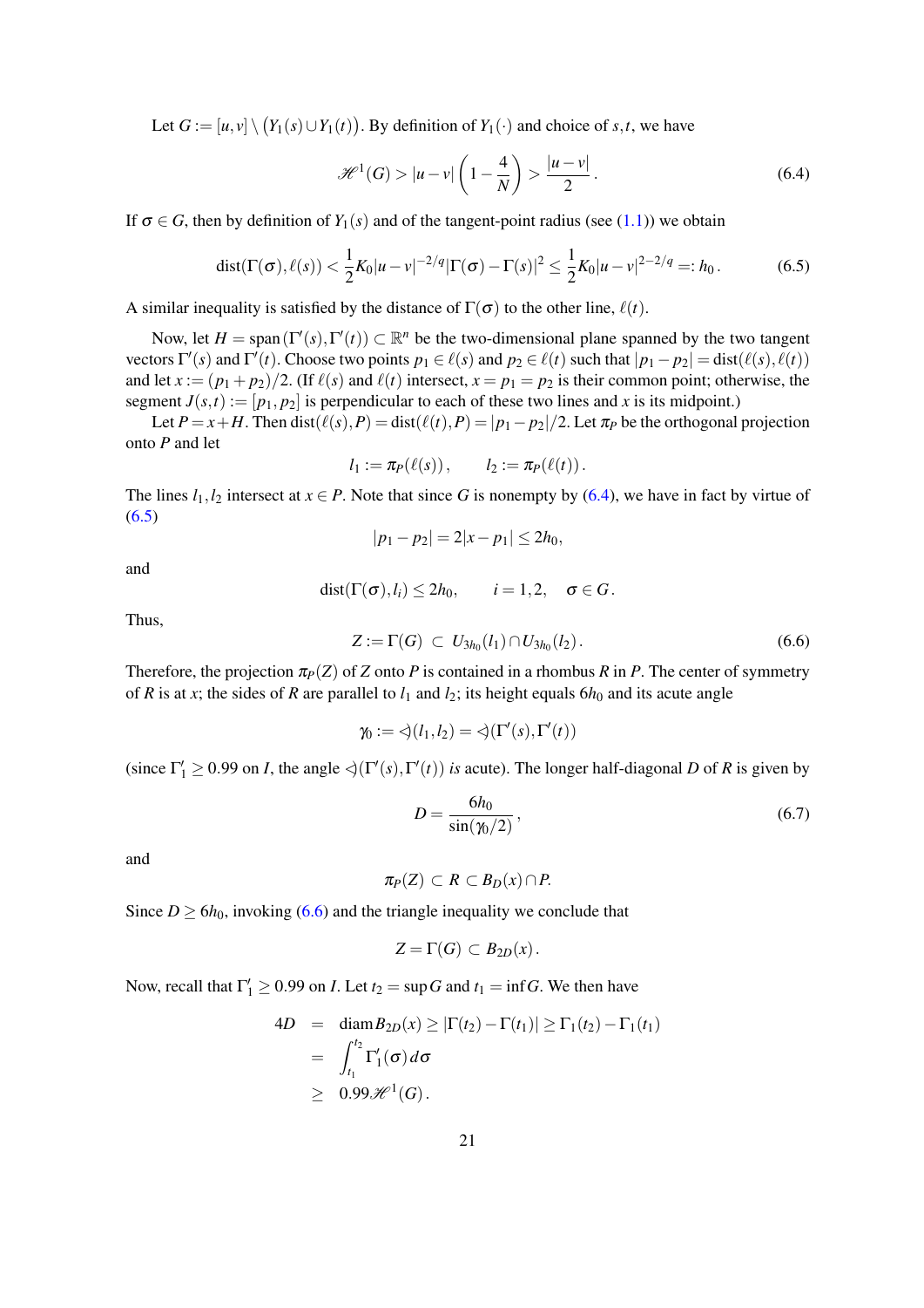Let $G := [u,v] \setminus \big(Y_1(s) \cup Y_1(t)\big)$. By definition of $Y_1(\cdot)$ and choice of $s,t$, we have

$$\mathscr{H}^1(G) > |u-v| \left(1 - \frac{4}{N}\right) > \frac{|u-v|}{2}\,. \tag{6.4}$$

If $\sigma \in G$, then by definition of $Y_1(s)$ and of the tangent-point radius (see (1.1)) we obtain

$$\operatorname{dist}(\Gamma(\sigma), \ell(s)) < \frac{1}{2} K_0 |u-v|^{-2/q} |\Gamma(\sigma) - \Gamma(s)|^2 \le \frac{1}{2} K_0 |u-v|^{2-2/q} =: h_0\,. \tag{6.5}$$

A similar inequality is satisfied by the distance of $\Gamma(\sigma)$ to the other line, $\ell(t)$.

Now, let $H = \operatorname{span}(\Gamma'(s), \Gamma'(t)) \subset \mathbb{R}^n$ be the two-dimensional plane spanned by the two tangent vectors $\Gamma'(s)$ and $\Gamma'(t)$. Choose two points $p_1 \in \ell(s)$ and $p_2 \in \ell(t)$ such that $|p_1 - p_2| = \operatorname{dist}(\ell(s), \ell(t))$ and let $x := (p_1 + p_2)/2$. (If $\ell(s)$ and $\ell(t)$ intersect, $x = p_1 = p_2$ is their common point; otherwise, the segment $J(s,t) := [p_1, p_2]$ is perpendicular to each of these two lines and $x$ is its midpoint.)

Let $P = x + H$. Then $\operatorname{dist}(\ell(s), P) = \operatorname{dist}(\ell(t), P) = |p_1 - p_2|/2$. Let $\pi_P$ be the orthogonal projection onto $P$ and let

$$l_1 := \pi_P(\ell(s))\,, \qquad l_2 := \pi_P(\ell(t))\,.$$

The lines $l_1, l_2$ intersect at $x \in P$. Note that since $G$ is nonempty by (6.4), we have in fact by virtue of (6.5)

$$|p_1 - p_2| = 2|x - p_1| \le 2h_0,$$

and

$$\operatorname{dist}(\Gamma(\sigma), l_i) \le 2h_0, \qquad i = 1,2, \quad \sigma \in G\,.$$

Thus,

$$Z := \Gamma(G) \subset U_{3h_0}(l_1) \cap U_{3h_0}(l_2)\,. \tag{6.6}$$

Therefore, the projection $\pi_P(Z)$ of $Z$ onto $P$ is contained in a rhombus $R$ in $P$. The center of symmetry of $R$ is at $x$; the sides of $R$ are parallel to $l_1$ and $l_2$; its height equals $6h_0$ and its acute angle

$$\gamma_0 := \sphericalangle(l_1, l_2) = \sphericalangle(\Gamma'(s), \Gamma'(t))$$

(since $\Gamma_1' \ge 0.99$ on $I$, the angle $\sphericalangle(\Gamma'(s), \Gamma'(t))$ *is* acute). The longer half-diagonal $D$ of $R$ is given by

$$D = \frac{6h_0}{\sin(\gamma_0/2)}\,, \tag{6.7}$$

and

$$\pi_P(Z) \subset R \subset B_D(x) \cap P.$$

Since $D \ge 6h_0$, invoking (6.6) and the triangle inequality we conclude that

$$Z = \Gamma(G) \subset B_{2D}(x)\,.$$

Now, recall that $\Gamma_1' \ge 0.99$ on $I$. Let $t_2 = \sup G$ and $t_1 = \inf G$. We then have

$$\begin{aligned}
4D &= \operatorname{diam} B_{2D}(x) \ge |\Gamma(t_2) - \Gamma(t_1)| \ge \Gamma_1(t_2) - \Gamma_1(t_1) \\
&= \int_{t_1}^{t_2} \Gamma_1'(\sigma)\, d\sigma \\
&\ge 0.99 \mathscr{H}^1(G)\,.
\end{aligned}$$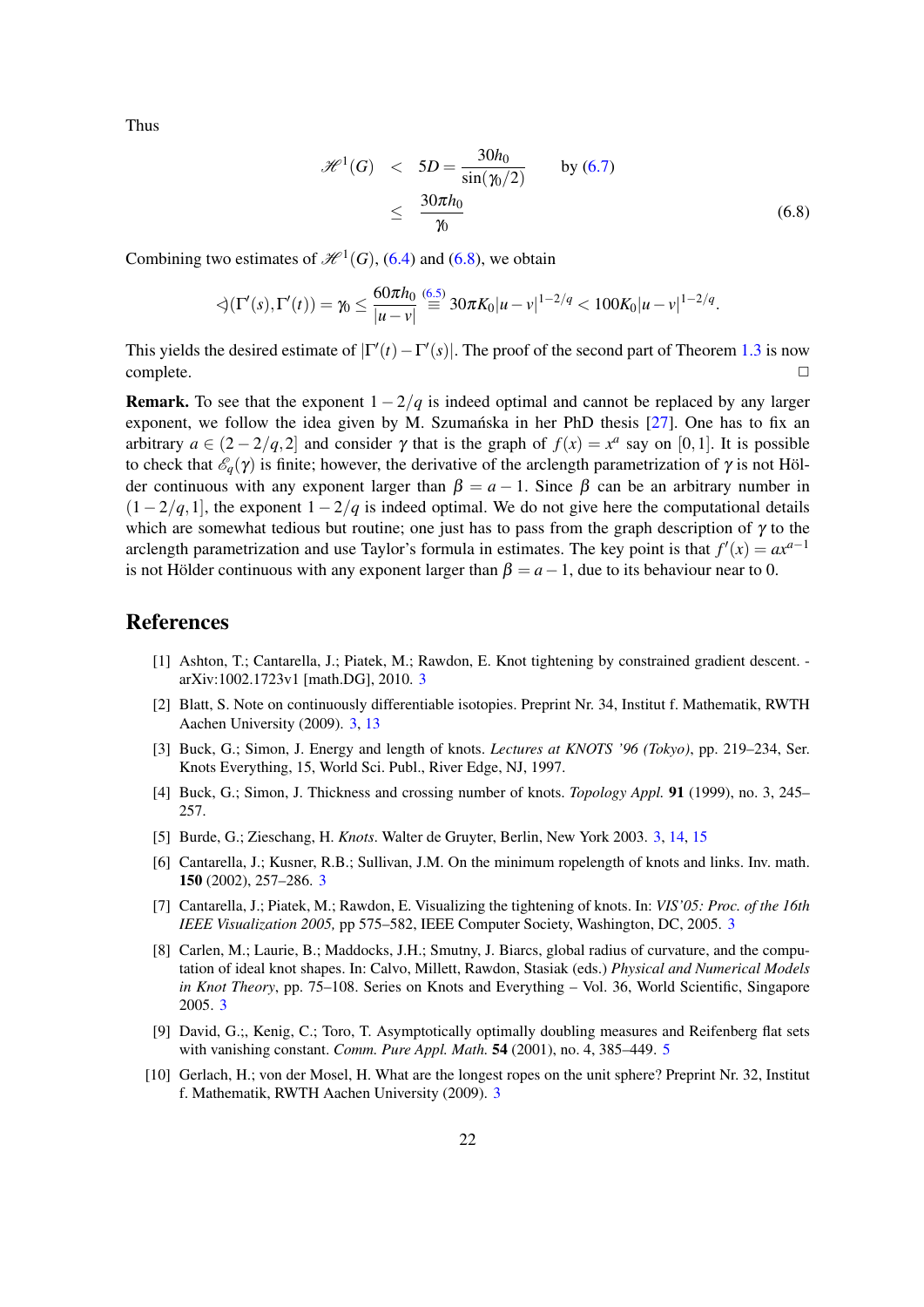Thus

$$
\begin{aligned}
\mathscr{H}^1(G) &< 5D = \frac{30h_0}{\sin(\gamma_0/2)} \qquad \text{by (6.7)} \\
&\le \frac{30\pi h_0}{\gamma_0}
\end{aligned}
\tag{6.8}
$$

Combining two estimates of $\mathscr{H}^1(G)$, (6.4) and (6.8), we obtain

$$
\sphericalangle(\Gamma'(s), \Gamma'(t)) = \gamma_0 \le \frac{60\pi h_0}{|u-v|} \overset{(6.5)}{\equiv} 30\pi K_0 |u-v|^{1-2/q} < 100 K_0 |u-v|^{1-2/q}.
$$

This yields the desired estimate of $|\Gamma'(t) - \Gamma'(s)|$. The proof of the second part of Theorem 1.3 is now complete. □

**Remark.** To see that the exponent $1-2/q$ is indeed optimal and cannot be replaced by any larger exponent, we follow the idea given by M. Szumańska in her PhD thesis [27]. One has to fix an arbitrary $a \in (2-2/q, 2]$ and consider $\gamma$ that is the graph of $f(x) = x^a$ say on $[0,1]$. It is possible to check that $\mathscr{E}_q(\gamma)$ is finite; however, the derivative of the arclength parametrization of $\gamma$ is not Hölder continuous with any exponent larger than $\beta = a-1$. Since $\beta$ can be an arbitrary number in $(1-2/q, 1]$, the exponent $1-2/q$ is indeed optimal. We do not give here the computational details which are somewhat tedious but routine; one just has to pass from the graph description of $\gamma$ to the arclength parametrization and use Taylor's formula in estimates. The key point is that $f'(x) = ax^{a-1}$ is not Hölder continuous with any exponent larger than $\beta = a-1$, due to its behaviour near to 0.

## References

[1] Ashton, T.; Cantarella, J.; Piatek, M.; Rawdon, E. Knot tightening by constrained gradient descent. - arXiv:1002.1723v1 [math.DG], 2010. 3

[2] Blatt, S. Note on continuously differentiable isotopies. Preprint Nr. 34, Institut f. Mathematik, RWTH Aachen University (2009). 3, 13

[3] Buck, G.; Simon, J. Energy and length of knots. *Lectures at KNOTS '96 (Tokyo)*, pp. 219–234, Ser. Knots Everything, 15, World Sci. Publ., River Edge, NJ, 1997.

[4] Buck, G.; Simon, J. Thickness and crossing number of knots. *Topology Appl.* **91** (1999), no. 3, 245–257.

[5] Burde, G.; Zieschang, H. *Knots*. Walter de Gruyter, Berlin, New York 2003. 3, 14, 15

[6] Cantarella, J.; Kusner, R.B.; Sullivan, J.M. On the minimum ropelength of knots and links. Inv. math. **150** (2002), 257–286. 3

[7] Cantarella, J.; Piatek, M.; Rawdon, E. Visualizing the tightening of knots. In: *VIS'05: Proc. of the 16th IEEE Visualization 2005,* pp 575–582, IEEE Computer Society, Washington, DC, 2005. 3

[8] Carlen, M.; Laurie, B.; Maddocks, J.H.; Smutny, J. Biarcs, global radius of curvature, and the computation of ideal knot shapes. In: Calvo, Millett, Rawdon, Stasiak (eds.) *Physical and Numerical Models in Knot Theory*, pp. 75–108. Series on Knots and Everything – Vol. 36, World Scientific, Singapore 2005. 3

[9] David, G.;, Kenig, C.; Toro, T. Asymptotically optimally doubling measures and Reifenberg flat sets with vanishing constant. *Comm. Pure Appl. Math.* **54** (2001), no. 4, 385–449. 5

[10] Gerlach, H.; von der Mosel, H. What are the longest ropes on the unit sphere? Preprint Nr. 32, Institut f. Mathematik, RWTH Aachen University (2009). 3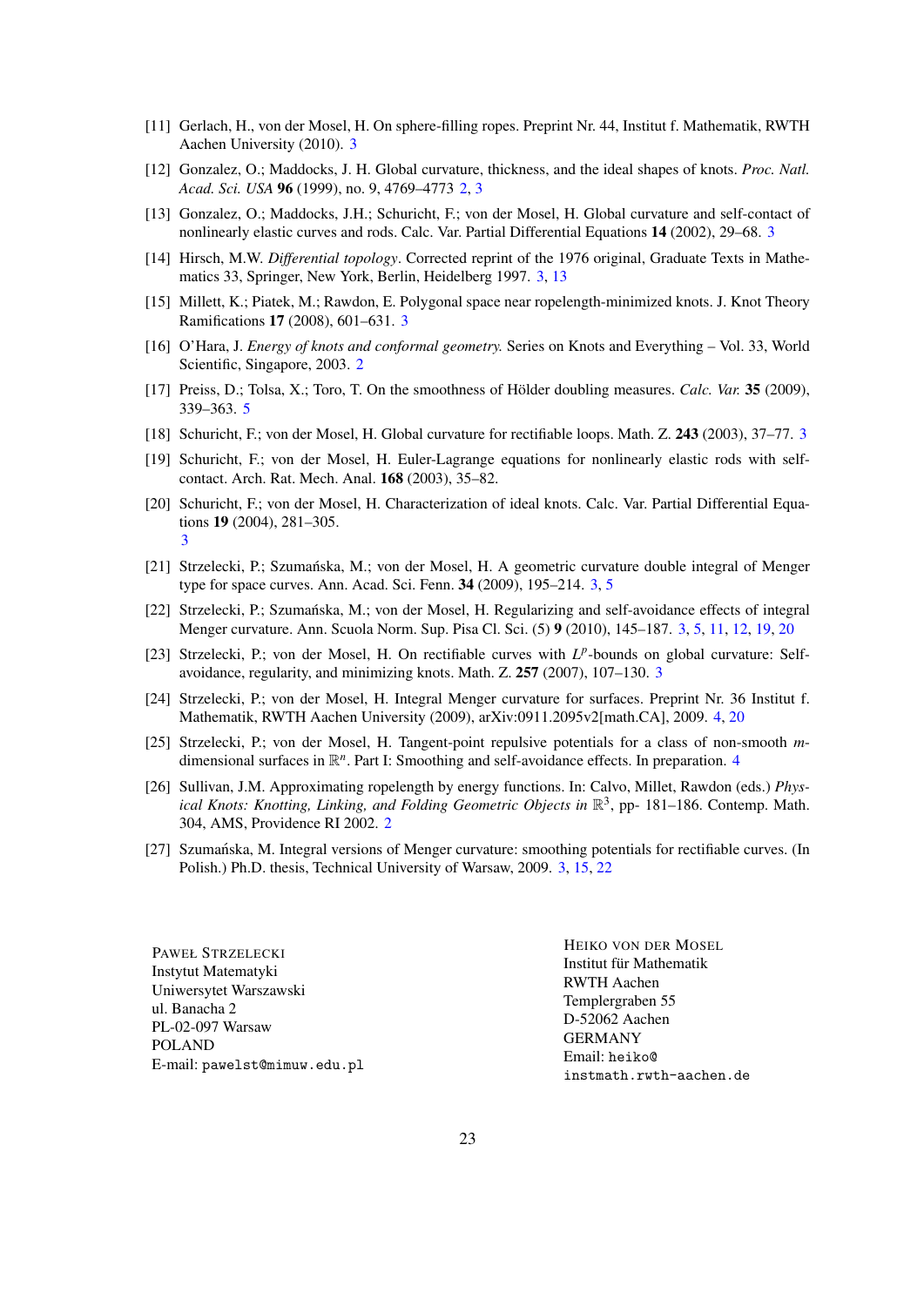[11] Gerlach, H., von der Mosel, H. On sphere-filling ropes. Preprint Nr. 44, Institut f. Mathematik, RWTH Aachen University (2010). 3

[12] Gonzalez, O.; Maddocks, J. H. Global curvature, thickness, and the ideal shapes of knots. *Proc. Natl. Acad. Sci. USA* **96** (1999), no. 9, 4769–4773 2, 3

[13] Gonzalez, O.; Maddocks, J.H.; Schuricht, F.; von der Mosel, H. Global curvature and self-contact of nonlinearly elastic curves and rods. Calc. Var. Partial Differential Equations **14** (2002), 29–68. 3

[14] Hirsch, M.W. *Differential topology*. Corrected reprint of the 1976 original, Graduate Texts in Mathematics 33, Springer, New York, Berlin, Heidelberg 1997. 3, 13

[15] Millett, K.; Piatek, M.; Rawdon, E. Polygonal space near ropelength-minimized knots. J. Knot Theory Ramifications **17** (2008), 601–631. 3

[16] O'Hara, J. *Energy of knots and conformal geometry.* Series on Knots and Everything – Vol. 33, World Scientific, Singapore, 2003. 2

[17] Preiss, D.; Tolsa, X.; Toro, T. On the smoothness of Hölder doubling measures. *Calc. Var.* **35** (2009), 339–363. 5

[18] Schuricht, F.; von der Mosel, H. Global curvature for rectifiable loops. Math. Z. **243** (2003), 37–77. 3

[19] Schuricht, F.; von der Mosel, H. Euler-Lagrange equations for nonlinearly elastic rods with self-contact. Arch. Rat. Mech. Anal. **168** (2003), 35–82.

[20] Schuricht, F.; von der Mosel, H. Characterization of ideal knots. Calc. Var. Partial Differential Equations **19** (2004), 281–305. 3

[21] Strzelecki, P.; Szumańska, M.; von der Mosel, H. A geometric curvature double integral of Menger type for space curves. Ann. Acad. Sci. Fenn. **34** (2009), 195–214. 3, 5

[22] Strzelecki, P.; Szumańska, M.; von der Mosel, H. Regularizing and self-avoidance effects of integral Menger curvature. Ann. Scuola Norm. Sup. Pisa Cl. Sci. (5) **9** (2010), 145–187. 3, 5, 11, 12, 19, 20

[23] Strzelecki, P.; von der Mosel, H. On rectifiable curves with $L^p$-bounds on global curvature: Self-avoidance, regularity, and minimizing knots. Math. Z. **257** (2007), 107–130. 3

[24] Strzelecki, P.; von der Mosel, H. Integral Menger curvature for surfaces. Preprint Nr. 36 Institut f. Mathematik, RWTH Aachen University (2009), arXiv:0911.2095v2[math.CA], 2009. 4, 20

[25] Strzelecki, P.; von der Mosel, H. Tangent-point repulsive potentials for a class of non-smooth $m$-dimensional surfaces in $\mathbb{R}^n$. Part I: Smoothing and self-avoidance effects. In preparation. 4

[26] Sullivan, J.M. Approximating ropelength by energy functions. In: Calvo, Millet, Rawdon (eds.) *Physical Knots: Knotting, Linking, and Folding Geometric Objects in* $\mathbb{R}^3$, pp- 181–186. Contemp. Math. 304, AMS, Providence RI 2002. 2

[27] Szumańska, M. Integral versions of Menger curvature: smoothing potentials for rectifiable curves. (In Polish.) Ph.D. thesis, Technical University of Warsaw, 2009. 3, 15, 22

PAWEŁ STRZELECKI
Instytut Matematyki
Uniwersytet Warszawski
ul. Banacha 2
PL-02-097 Warsaw
POLAND
E-mail: pawelst@mimuw.edu.pl

HEIKO VON DER MOSEL
Institut für Mathematik
RWTH Aachen
Templergraben 55
D-52062 Aachen
GERMANY
Email: heiko@instmath.rwth-aachen.de